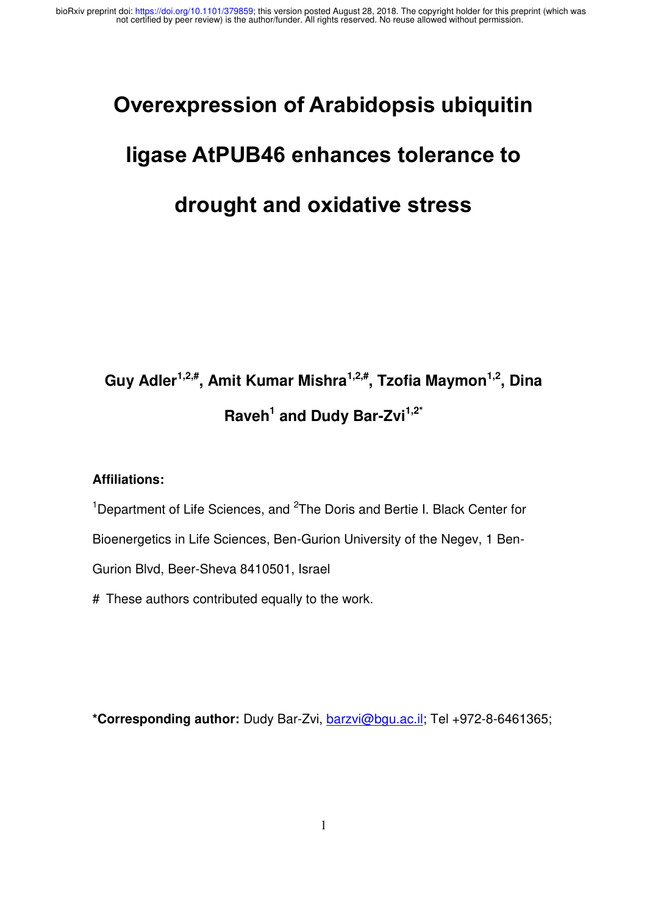# Overexpression of Arabidopsis ubiquitin ligase AtPUB46 enhances tolerance to drought and oxidative stress

**Guy Adler[1,2,#], Amit Kumar Mishra[1,2,#], Tzofia Maymon[1,2], Dina Raveh[1] and Dudy Bar-Zvi[1,2*]**

**Affiliations:**

[1]Department of Life Sciences, and [2]The Doris and Bertie I. Black Center for Bioenergetics in Life Sciences, Ben-Gurion University of the Negev, 1 Ben-Gurion Blvd, Beer-Sheva 8410501, Israel

# These authors contributed equally to the work.

**\*Corresponding author:** Dudy Bar-Zvi, barzvi@bgu.ac.il; Tel +972-8-6461365;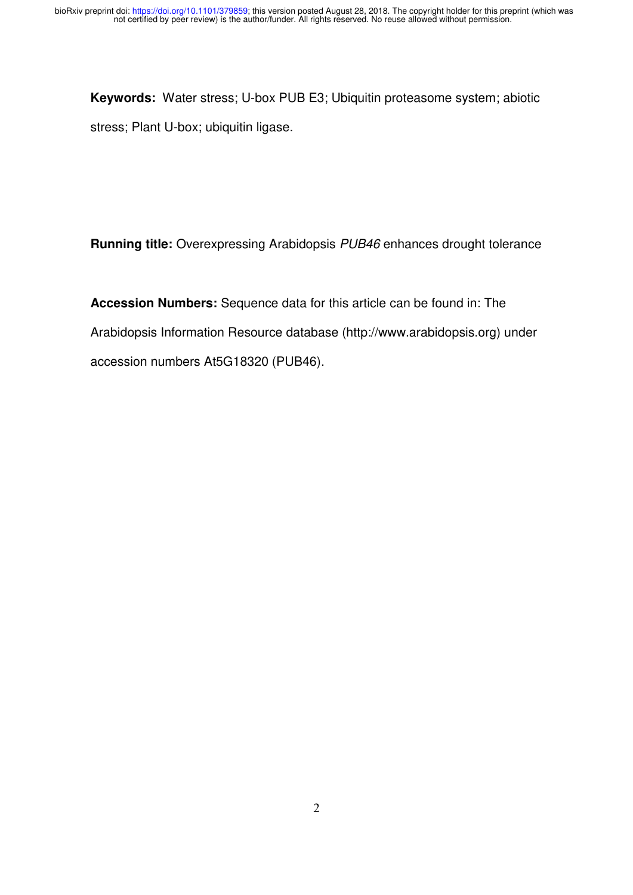**Keywords:** Water stress; U-box PUB E3; Ubiquitin proteasome system; abiotic stress; Plant U-box; ubiquitin ligase.

**Running title:** Overexpressing Arabidopsis *PUB46* enhances drought tolerance

**Accession Numbers:** Sequence data for this article can be found in: The Arabidopsis Information Resource database (http://www.arabidopsis.org) under accession numbers At5G18320 (PUB46).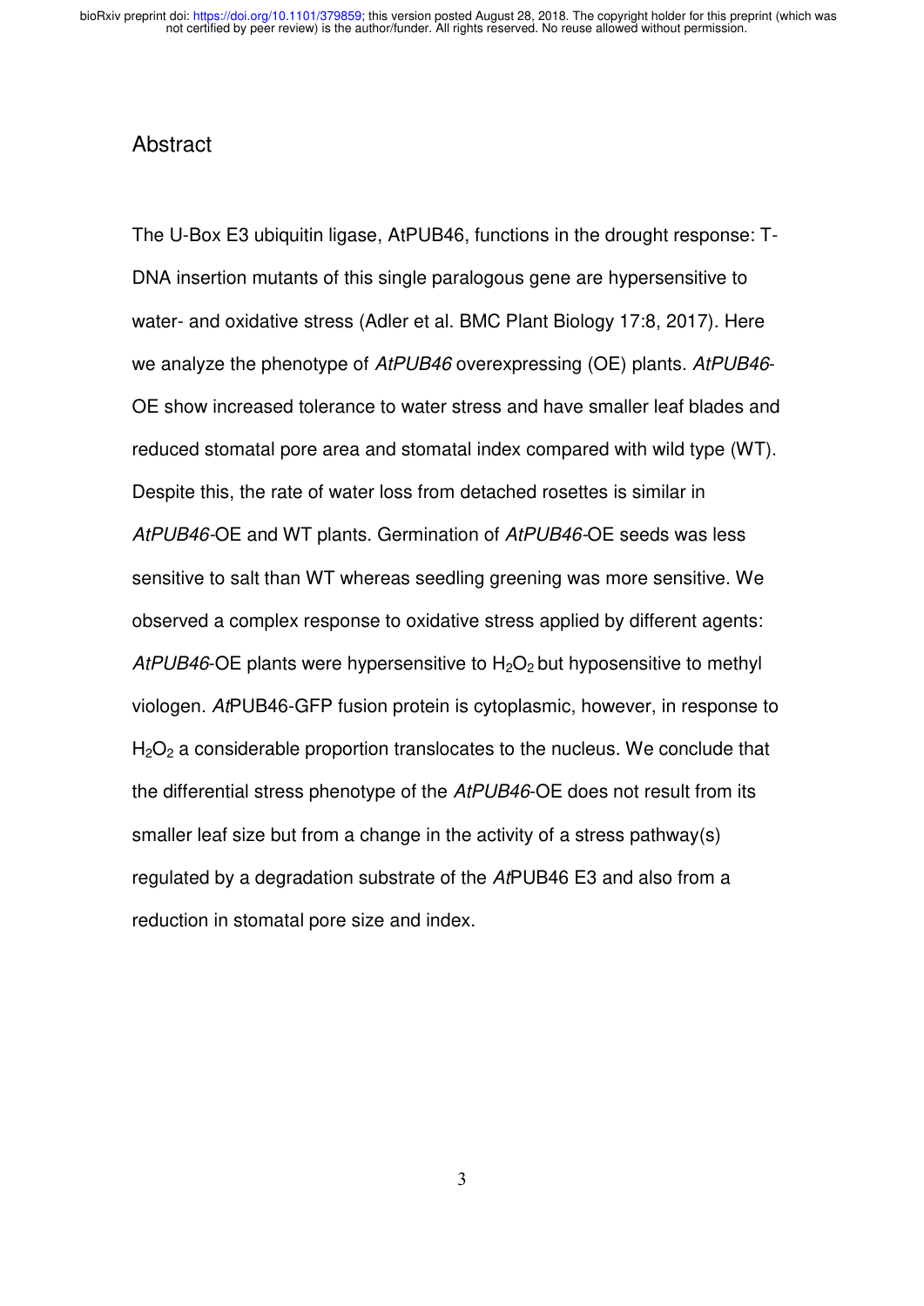## Abstract

The U-Box E3 ubiquitin ligase, AtPUB46, functions in the drought response: T-DNA insertion mutants of this single paralogous gene are hypersensitive to water- and oxidative stress (Adler et al. BMC Plant Biology 17:8, 2017). Here we analyze the phenotype of *AtPUB46* overexpressing (OE) plants. *AtPUB46*-OE show increased tolerance to water stress and have smaller leaf blades and reduced stomatal pore area and stomatal index compared with wild type (WT). Despite this, the rate of water loss from detached rosettes is similar in *AtPUB46*-OE and WT plants. Germination of *AtPUB46*-OE seeds was less sensitive to salt than WT whereas seedling greening was more sensitive. We observed a complex response to oxidative stress applied by different agents: *AtPUB46*-OE plants were hypersensitive to $H_2O_2$ but hyposensitive to methyl viologen. *At*PUB46-GFP fusion protein is cytoplasmic, however, in response to $H_2O_2$ a considerable proportion translocates to the nucleus. We conclude that the differential stress phenotype of the *AtPUB46*-OE does not result from its smaller leaf size but from a change in the activity of a stress pathway(s) regulated by a degradation substrate of the *At*PUB46 E3 and also from a reduction in stomatal pore size and index.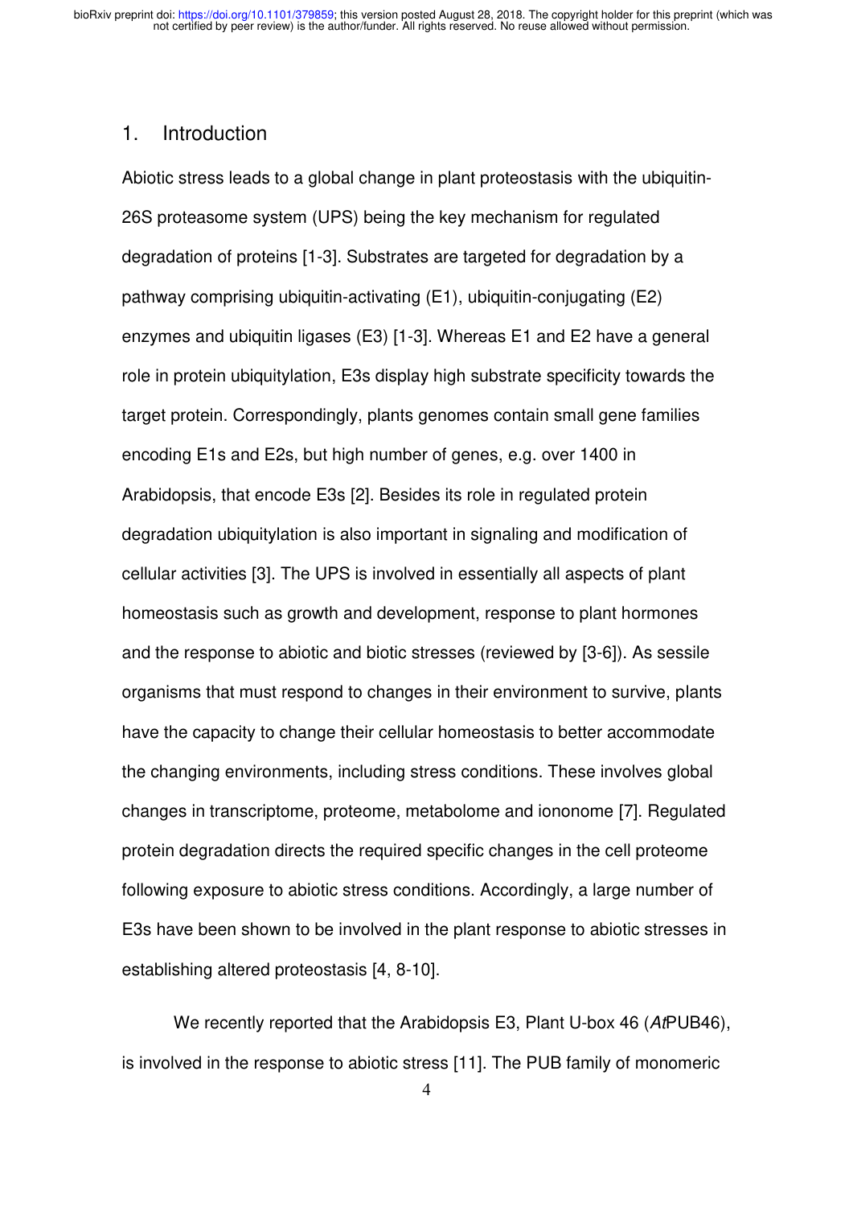## 1. Introduction

Abiotic stress leads to a global change in plant proteostasis with the ubiquitin-26S proteasome system (UPS) being the key mechanism for regulated degradation of proteins [1-3]. Substrates are targeted for degradation by a pathway comprising ubiquitin-activating (E1), ubiquitin-conjugating (E2) enzymes and ubiquitin ligases (E3) [1-3]. Whereas E1 and E2 have a general role in protein ubiquitylation, E3s display high substrate specificity towards the target protein. Correspondingly, plants genomes contain small gene families encoding E1s and E2s, but high number of genes, e.g. over 1400 in Arabidopsis, that encode E3s [2]. Besides its role in regulated protein degradation ubiquitylation is also important in signaling and modification of cellular activities [3]. The UPS is involved in essentially all aspects of plant homeostasis such as growth and development, response to plant hormones and the response to abiotic and biotic stresses (reviewed by [3-6]). As sessile organisms that must respond to changes in their environment to survive, plants have the capacity to change their cellular homeostasis to better accommodate the changing environments, including stress conditions. These involves global changes in transcriptome, proteome, metabolome and iononome [7]. Regulated protein degradation directs the required specific changes in the cell proteome following exposure to abiotic stress conditions. Accordingly, a large number of E3s have been shown to be involved in the plant response to abiotic stresses in establishing altered proteostasis [4, 8-10].

We recently reported that the Arabidopsis E3, Plant U-box 46 (*At*PUB46), is involved in the response to abiotic stress [11]. The PUB family of monomeric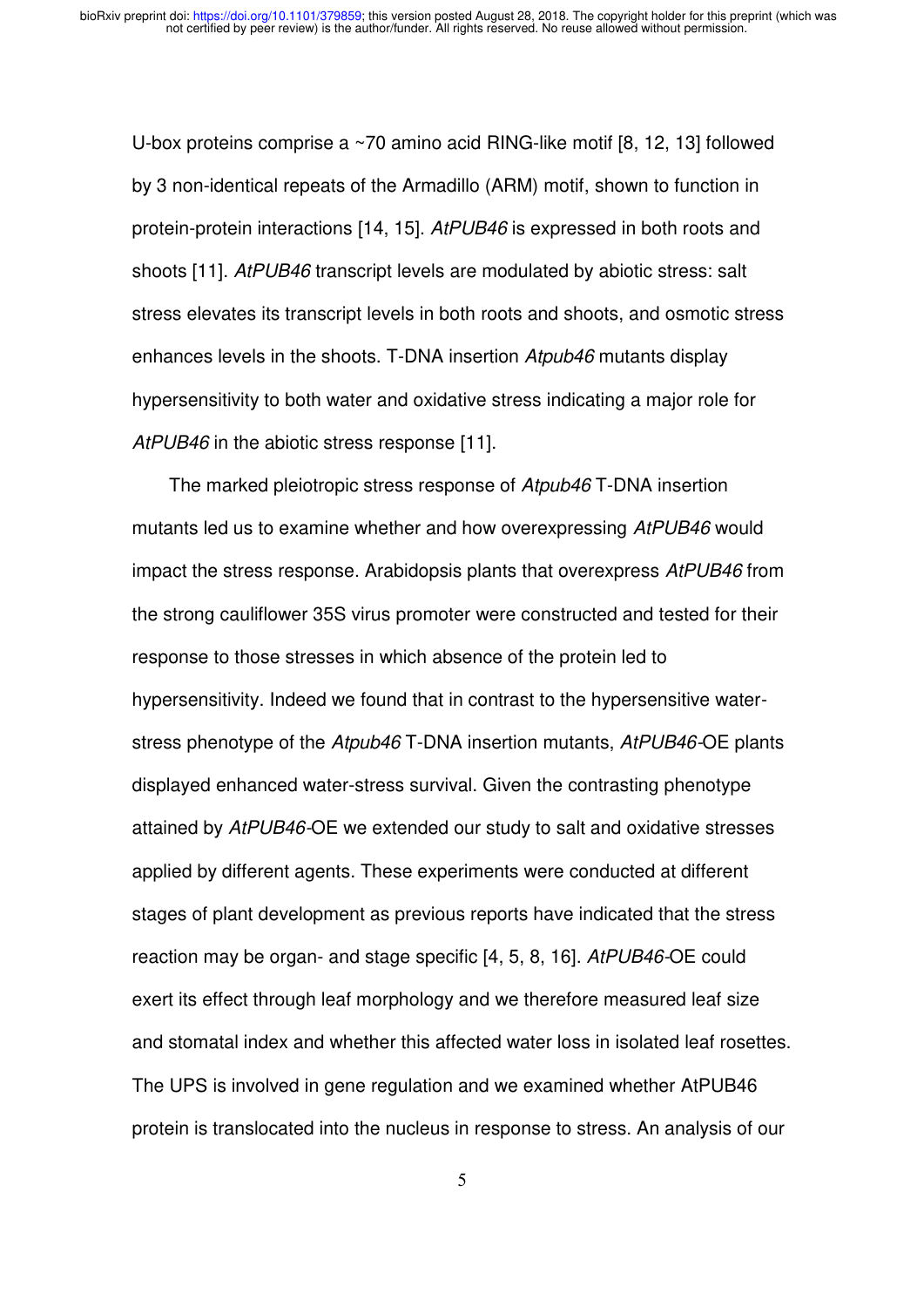U-box proteins comprise a ~70 amino acid RING-like motif [8, 12, 13] followed by 3 non-identical repeats of the Armadillo (ARM) motif, shown to function in protein-protein interactions [14, 15]. *AtPUB46* is expressed in both roots and shoots [11]. *AtPUB46* transcript levels are modulated by abiotic stress: salt stress elevates its transcript levels in both roots and shoots, and osmotic stress enhances levels in the shoots. T-DNA insertion *Atpub46* mutants display hypersensitivity to both water and oxidative stress indicating a major role for *AtPUB46* in the abiotic stress response [11].

The marked pleiotropic stress response of *Atpub46* T-DNA insertion mutants led us to examine whether and how overexpressing *AtPUB46* would impact the stress response. Arabidopsis plants that overexpress *AtPUB46* from the strong cauliflower 35S virus promoter were constructed and tested for their response to those stresses in which absence of the protein led to hypersensitivity. Indeed we found that in contrast to the hypersensitive water-stress phenotype of the *Atpub46* T-DNA insertion mutants, *AtPUB46*-OE plants displayed enhanced water-stress survival. Given the contrasting phenotype attained by *AtPUB46*-OE we extended our study to salt and oxidative stresses applied by different agents. These experiments were conducted at different stages of plant development as previous reports have indicated that the stress reaction may be organ- and stage specific [4, 5, 8, 16]. *AtPUB46*-OE could exert its effect through leaf morphology and we therefore measured leaf size and stomatal index and whether this affected water loss in isolated leaf rosettes. The UPS is involved in gene regulation and we examined whether AtPUB46 protein is translocated into the nucleus in response to stress. An analysis of our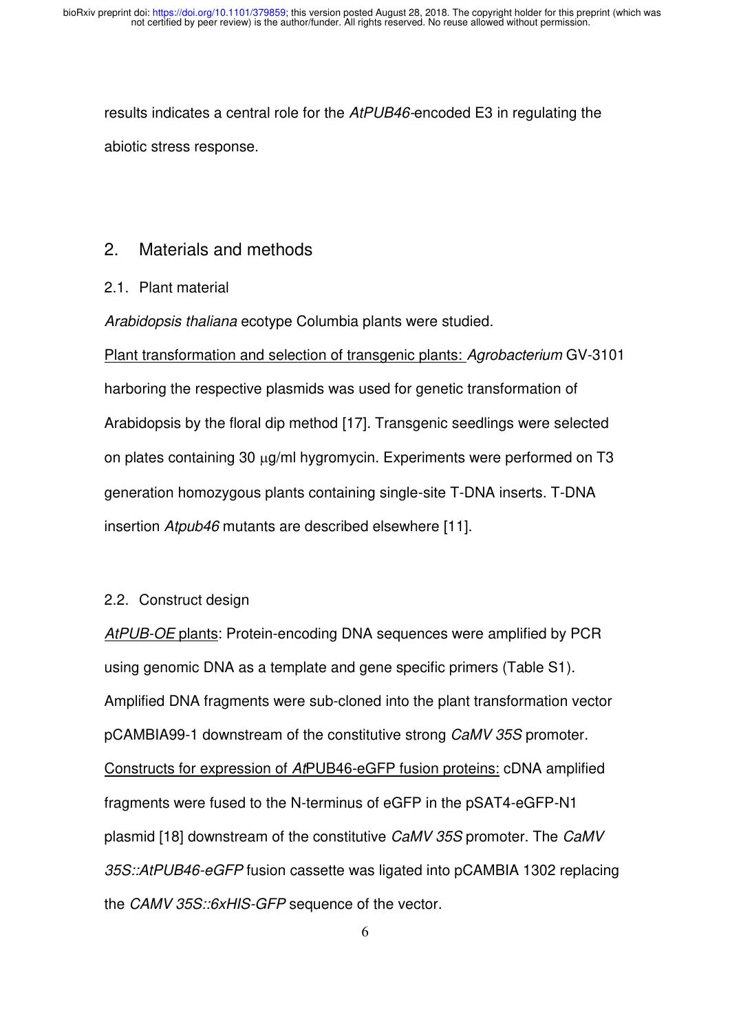results indicates a central role for the *AtPUB46*-encoded E3 in regulating the abiotic stress response.

## 2. Materials and methods

### 2.1. Plant material

*Arabidopsis thaliana* ecotype Columbia plants were studied.

Plant transformation and selection of transgenic plants: *Agrobacterium* GV-3101 harboring the respective plasmids was used for genetic transformation of Arabidopsis by the floral dip method [17]. Transgenic seedlings were selected on plates containing 30 μg/ml hygromycin. Experiments were performed on T3 generation homozygous plants containing single-site T-DNA inserts. T-DNA insertion *Atpub46* mutants are described elsewhere [11].

### 2.2. Construct design

*AtPUB-OE* plants: Protein-encoding DNA sequences were amplified by PCR using genomic DNA as a template and gene specific primers (Table S1). Amplified DNA fragments were sub-cloned into the plant transformation vector pCAMBIA99-1 downstream of the constitutive strong *CaMV 35S* promoter.

Constructs for expression of *At*PUB46-eGFP fusion proteins: cDNA amplified fragments were fused to the N-terminus of eGFP in the pSAT4-eGFP-N1 plasmid [18] downstream of the constitutive *CaMV 35S* promoter. The *CaMV 35S::AtPUB46-eGFP* fusion cassette was ligated into pCAMBIA 1302 replacing the *CAMV 35S::6xHIS-GFP* sequence of the vector.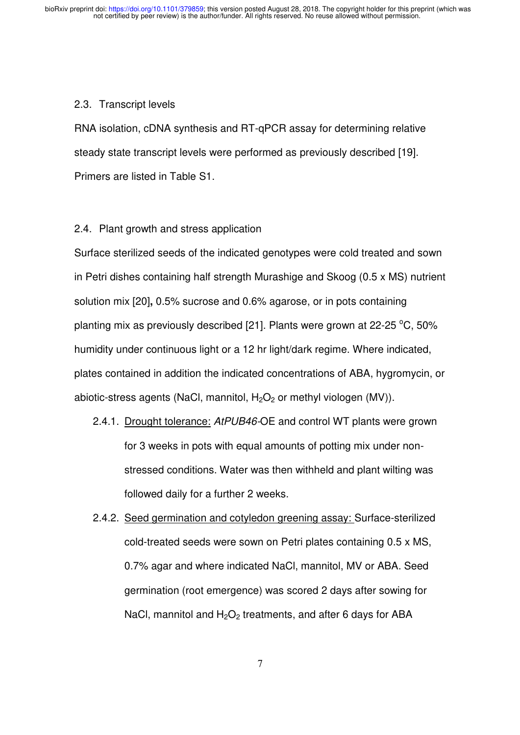### 2.3. Transcript levels

RNA isolation, cDNA synthesis and RT-qPCR assay for determining relative steady state transcript levels were performed as previously described [19]. Primers are listed in Table S1.

### 2.4. Plant growth and stress application

Surface sterilized seeds of the indicated genotypes were cold treated and sown in Petri dishes containing half strength Murashige and Skoog (0.5 x MS) nutrient solution mix [20], 0.5% sucrose and 0.6% agarose, or in pots containing planting mix as previously described [21]. Plants were grown at 22-25 °C, 50% humidity under continuous light or a 12 hr light/dark regime. Where indicated, plates contained in addition the indicated concentrations of ABA, hygromycin, or abiotic-stress agents (NaCl, mannitol, $H_2O_2$ or methyl viologen (MV)).

2.4.1. Drought tolerance: *AtPUB46*-OE and control WT plants were grown for 3 weeks in pots with equal amounts of potting mix under non-stressed conditions. Water was then withheld and plant wilting was followed daily for a further 2 weeks.

2.4.2. Seed germination and cotyledon greening assay: Surface-sterilized cold-treated seeds were sown on Petri plates containing 0.5 x MS, 0.7% agar and where indicated NaCl, mannitol, MV or ABA. Seed germination (root emergence) was scored 2 days after sowing for NaCl, mannitol and $H_2O_2$ treatments, and after 6 days for ABA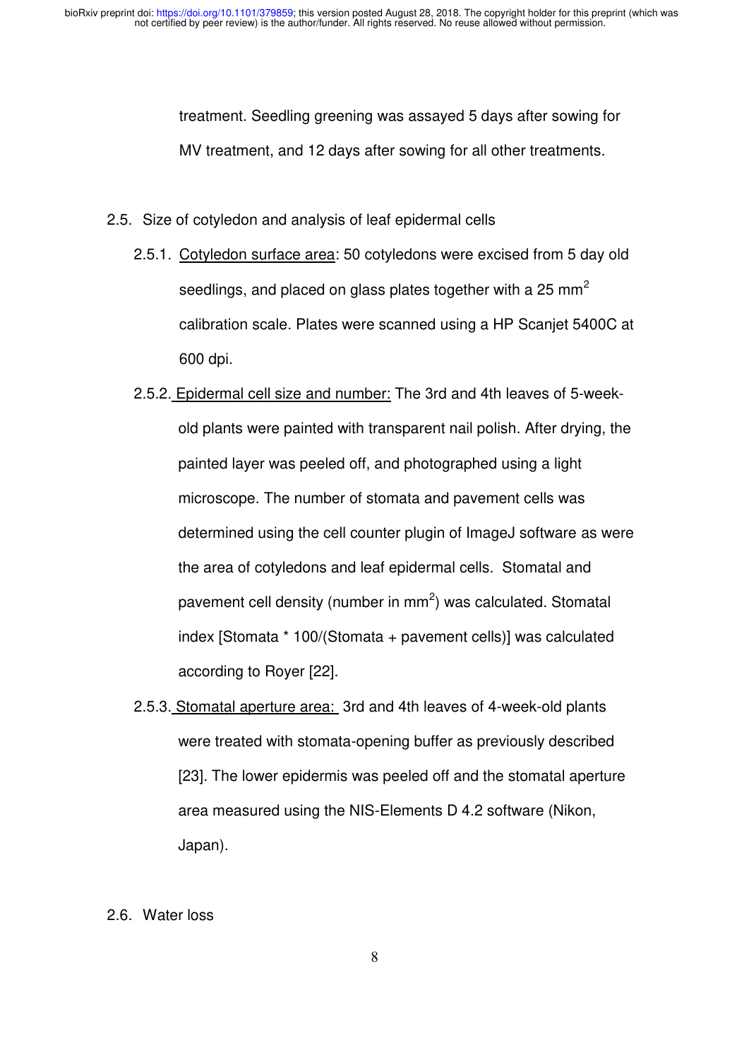treatment. Seedling greening was assayed 5 days after sowing for MV treatment, and 12 days after sowing for all other treatments.

## 2.5. Size of cotyledon and analysis of leaf epidermal cells

### 2.5.1. Cotyledon surface area

2.5.1. Cotyledon surface area: 50 cotyledons were excised from 5 day old seedlings, and placed on glass plates together with a 25 $mm^2$ calibration scale. Plates were scanned using a HP Scanjet 5400C at 600 dpi.

### 2.5.2. Epidermal cell size and number

2.5.2. Epidermal cell size and number: The 3rd and 4th leaves of 5-week-old plants were painted with transparent nail polish. After drying, the painted layer was peeled off, and photographed using a light microscope. The number of stomata and pavement cells was determined using the cell counter plugin of ImageJ software as were the area of cotyledons and leaf epidermal cells. Stomatal and pavement cell density (number in $mm^2$) was calculated. Stomatal index [Stomata * 100/(Stomata + pavement cells)] was calculated according to Royer [22].

### 2.5.3. Stomatal aperture area

2.5.3. Stomatal aperture area: 3rd and 4th leaves of 4-week-old plants were treated with stomata-opening buffer as previously described [23]. The lower epidermis was peeled off and the stomatal aperture area measured using the NIS-Elements D 4.2 software (Nikon, Japan).

## 2.6. Water loss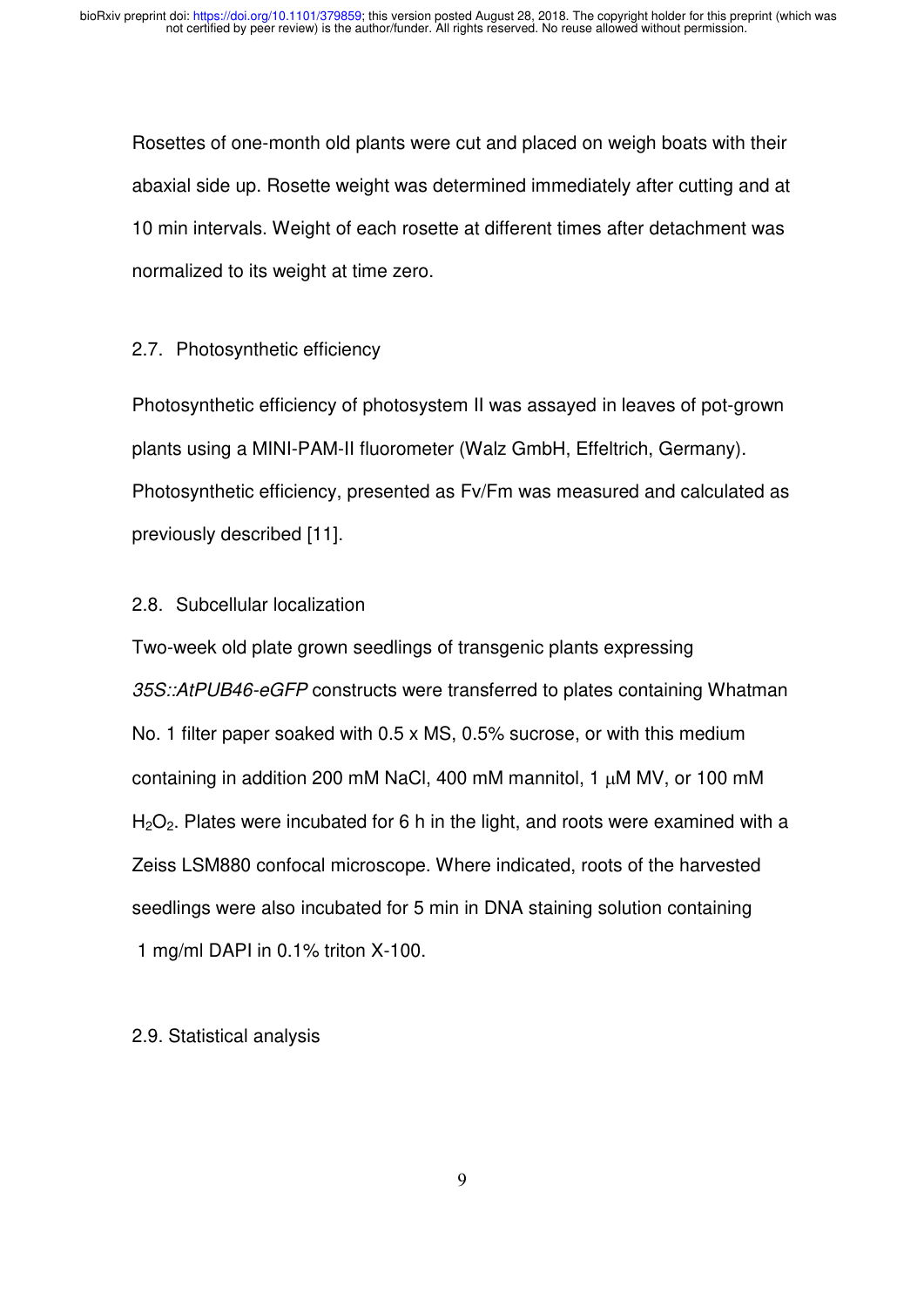Rosettes of one-month old plants were cut and placed on weigh boats with their abaxial side up. Rosette weight was determined immediately after cutting and at 10 min intervals. Weight of each rosette at different times after detachment was normalized to its weight at time zero.

## 2.7. Photosynthetic efficiency

Photosynthetic efficiency of photosystem II was assayed in leaves of pot-grown plants using a MINI-PAM-II fluorometer (Walz GmbH, Effeltrich, Germany). Photosynthetic efficiency, presented as Fv/Fm was measured and calculated as previously described [11].

## 2.8. Subcellular localization

Two-week old plate grown seedlings of transgenic plants expressing *35S::AtPUB46-eGFP* constructs were transferred to plates containing Whatman No. 1 filter paper soaked with 0.5 x MS, 0.5% sucrose, or with this medium containing in addition 200 mM NaCl, 400 mM mannitol, 1 μM MV, or 100 mM $H_2O_2$. Plates were incubated for 6 h in the light, and roots were examined with a Zeiss LSM880 confocal microscope. Where indicated, roots of the harvested seedlings were also incubated for 5 min in DNA staining solution containing 1 mg/ml DAPI in 0.1% triton X-100.

## 2.9. Statistical analysis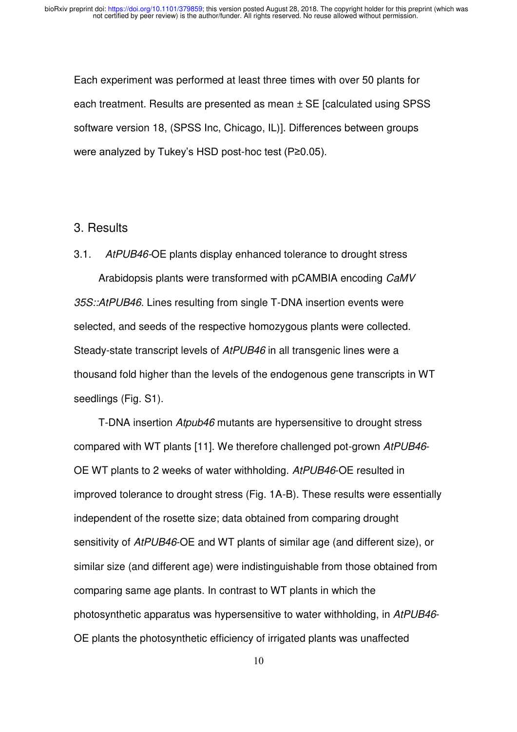Each experiment was performed at least three times with over 50 plants for each treatment. Results are presented as mean ± SE [calculated using SPSS software version 18, (SPSS Inc, Chicago, IL)]. Differences between groups were analyzed by Tukey's HSD post-hoc test (P≥0.05).

## 3. Results

### 3.1. *AtPUB46*-OE plants display enhanced tolerance to drought stress

Arabidopsis plants were transformed with pCAMBIA encoding *CaMV 35S::AtPUB46*. Lines resulting from single T-DNA insertion events were selected, and seeds of the respective homozygous plants were collected. Steady-state transcript levels of *AtPUB46* in all transgenic lines were a thousand fold higher than the levels of the endogenous gene transcripts in WT seedlings (Fig. S1).

T-DNA insertion *Atpub46* mutants are hypersensitive to drought stress compared with WT plants [11]. We therefore challenged pot-grown *AtPUB46*-OE WT plants to 2 weeks of water withholding. *AtPUB46*-OE resulted in improved tolerance to drought stress (Fig. 1A-B). These results were essentially independent of the rosette size; data obtained from comparing drought sensitivity of *AtPUB46*-OE and WT plants of similar age (and different size), or similar size (and different age) were indistinguishable from those obtained from comparing same age plants. In contrast to WT plants in which the photosynthetic apparatus was hypersensitive to water withholding, in *AtPUB46*-OE plants the photosynthetic efficiency of irrigated plants was unaffected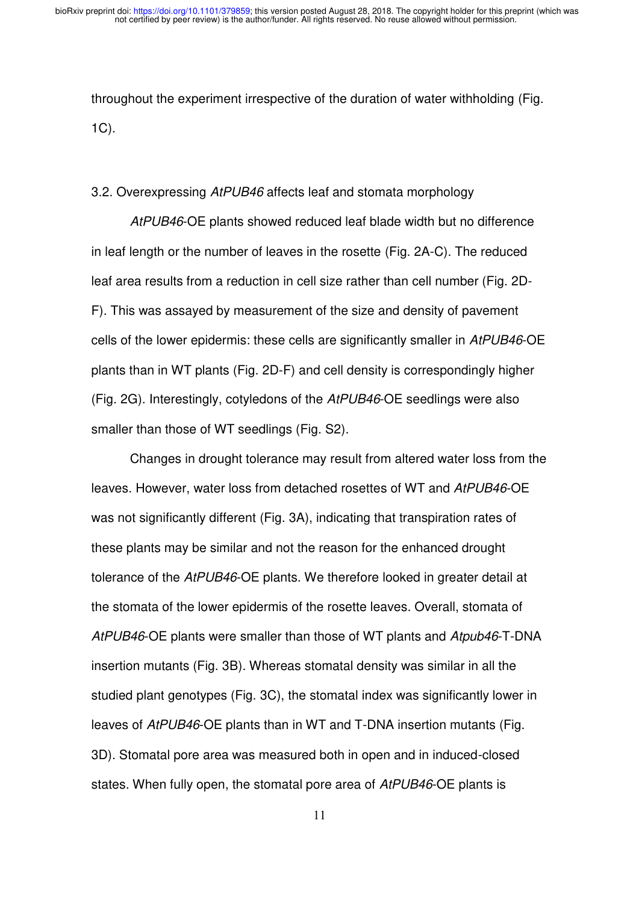throughout the experiment irrespective of the duration of water withholding (Fig. 1C).

### 3.2. Overexpressing *AtPUB46* affects leaf and stomata morphology

*AtPUB46*-OE plants showed reduced leaf blade width but no difference in leaf length or the number of leaves in the rosette (Fig. 2A-C). The reduced leaf area results from a reduction in cell size rather than cell number (Fig. 2D-F). This was assayed by measurement of the size and density of pavement cells of the lower epidermis: these cells are significantly smaller in *AtPUB46*-OE plants than in WT plants (Fig. 2D-F) and cell density is correspondingly higher (Fig. 2G). Interestingly, cotyledons of the *AtPUB46*-OE seedlings were also smaller than those of WT seedlings (Fig. S2).

Changes in drought tolerance may result from altered water loss from the leaves. However, water loss from detached rosettes of WT and *AtPUB46*-OE was not significantly different (Fig. 3A), indicating that transpiration rates of these plants may be similar and not the reason for the enhanced drought tolerance of the *AtPUB46*-OE plants. We therefore looked in greater detail at the stomata of the lower epidermis of the rosette leaves. Overall, stomata of *AtPUB46*-OE plants were smaller than those of WT plants and *Atpub46*-T-DNA insertion mutants (Fig. 3B). Whereas stomatal density was similar in all the studied plant genotypes (Fig. 3C), the stomatal index was significantly lower in leaves of *AtPUB46*-OE plants than in WT and T-DNA insertion mutants (Fig. 3D). Stomatal pore area was measured both in open and in induced-closed states. When fully open, the stomatal pore area of *AtPUB46*-OE plants is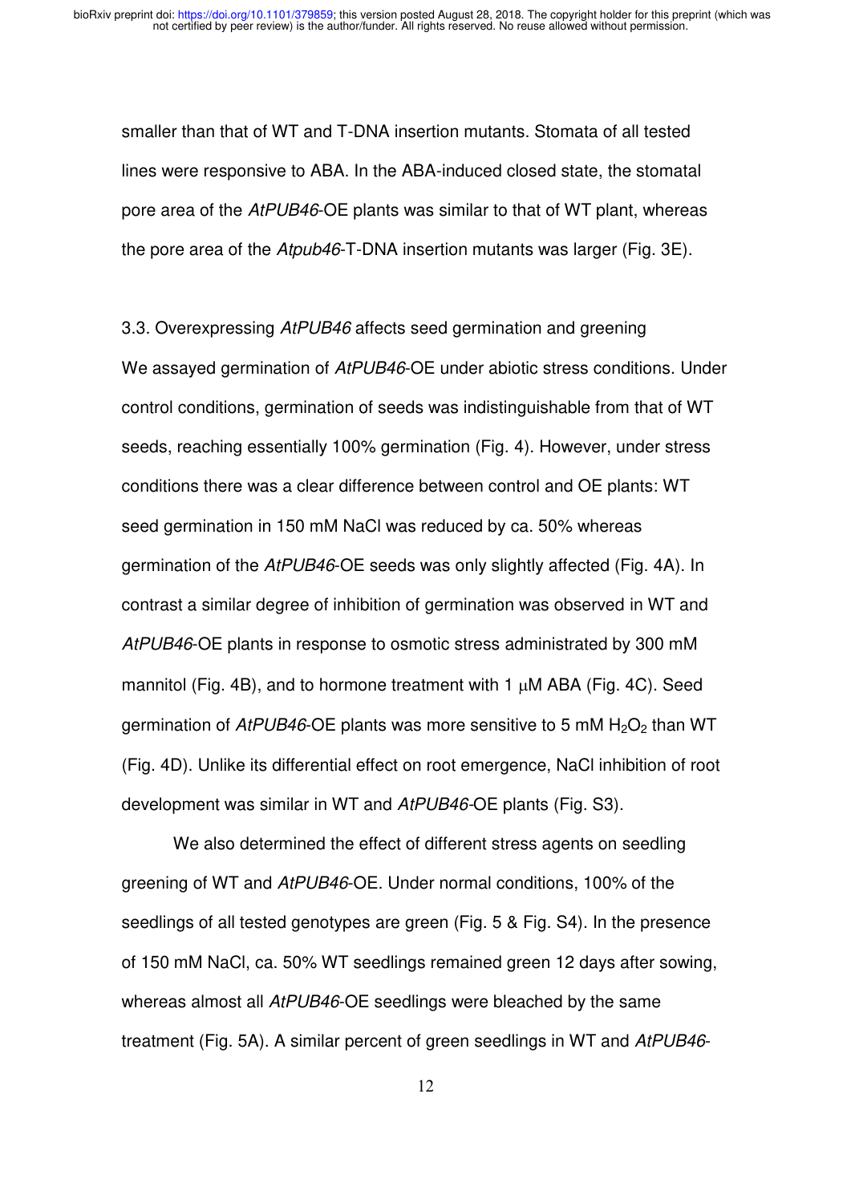smaller than that of WT and T-DNA insertion mutants. Stomata of all tested lines were responsive to ABA. In the ABA-induced closed state, the stomatal pore area of the *AtPUB46*-OE plants was similar to that of WT plant, whereas the pore area of the *Atpub46*-T-DNA insertion mutants was larger (Fig. 3E).

3.3. Overexpressing *AtPUB46* affects seed germination and greening

We assayed germination of *AtPUB46*-OE under abiotic stress conditions. Under control conditions, germination of seeds was indistinguishable from that of WT seeds, reaching essentially 100% germination (Fig. 4). However, under stress conditions there was a clear difference between control and OE plants: WT seed germination in 150 mM NaCl was reduced by ca. 50% whereas germination of the *AtPUB46*-OE seeds was only slightly affected (Fig. 4A). In contrast a similar degree of inhibition of germination was observed in WT and *AtPUB46*-OE plants in response to osmotic stress administrated by 300 mM mannitol (Fig. 4B), and to hormone treatment with 1 $\mu$M ABA (Fig. 4C). Seed germination of *AtPUB46*-OE plants was more sensitive to 5 mM $H_2O_2$ than WT (Fig. 4D). Unlike its differential effect on root emergence, NaCl inhibition of root development was similar in WT and *AtPUB46*-OE plants (Fig. S3).

We also determined the effect of different stress agents on seedling greening of WT and *AtPUB46*-OE. Under normal conditions, 100% of the seedlings of all tested genotypes are green (Fig. 5 & Fig. S4). In the presence of 150 mM NaCl, ca. 50% WT seedlings remained green 12 days after sowing, whereas almost all *AtPUB46*-OE seedlings were bleached by the same treatment (Fig. 5A). A similar percent of green seedlings in WT and *AtPUB46*-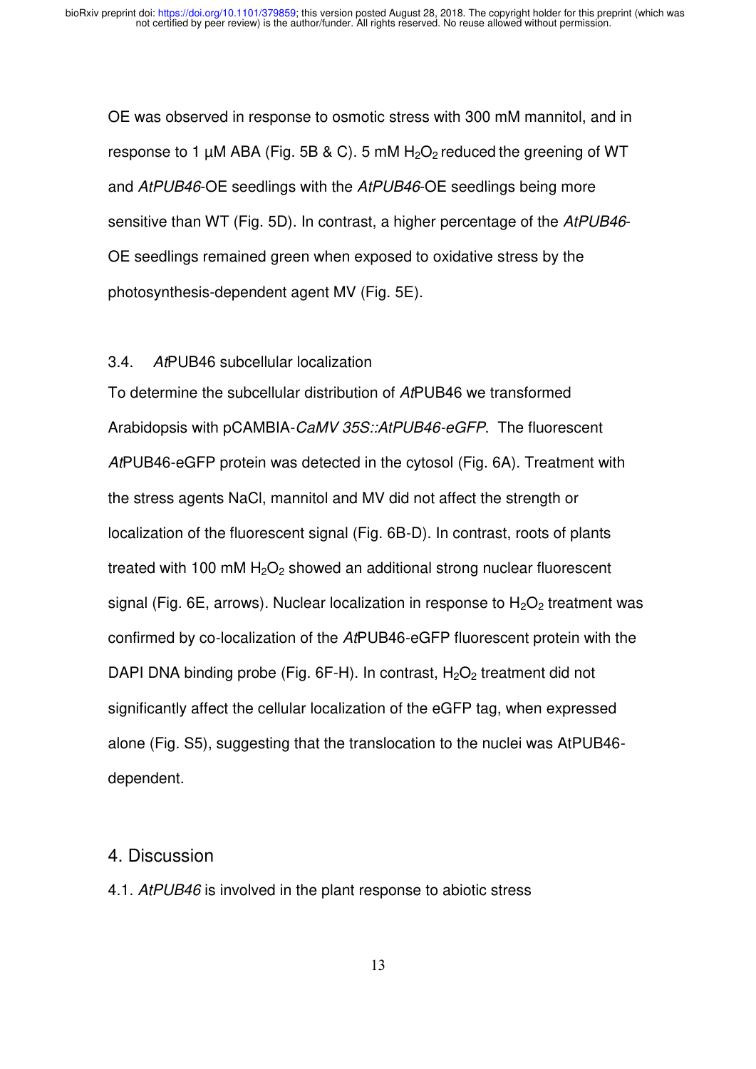OE was observed in response to osmotic stress with 300 mM mannitol, and in response to 1 µM ABA (Fig. 5B & C). 5 mM $H_2O_2$ reduced the greening of WT and *AtPUB46*-OE seedlings with the *AtPUB46*-OE seedlings being more sensitive than WT (Fig. 5D). In contrast, a higher percentage of the *AtPUB46*-OE seedlings remained green when exposed to oxidative stress by the photosynthesis-dependent agent MV (Fig. 5E).

### 3.4. *At*PUB46 subcellular localization

To determine the subcellular distribution of *At*PUB46 we transformed Arabidopsis with pCAMBIA-*CaMV 35S::AtPUB46-eGFP*. The fluorescent *At*PUB46-eGFP protein was detected in the cytosol (Fig. 6A). Treatment with the stress agents NaCl, mannitol and MV did not affect the strength or localization of the fluorescent signal (Fig. 6B-D). In contrast, roots of plants treated with 100 mM $H_2O_2$ showed an additional strong nuclear fluorescent signal (Fig. 6E, arrows). Nuclear localization in response to $H_2O_2$ treatment was confirmed by co-localization of the *At*PUB46-eGFP fluorescent protein with the DAPI DNA binding probe (Fig. 6F-H). In contrast, $H_2O_2$ treatment did not significantly affect the cellular localization of the eGFP tag, when expressed alone (Fig. S5), suggesting that the translocation to the nuclei was AtPUB46-dependent.

## 4. Discussion

### 4.1. *AtPUB46* is involved in the plant response to abiotic stress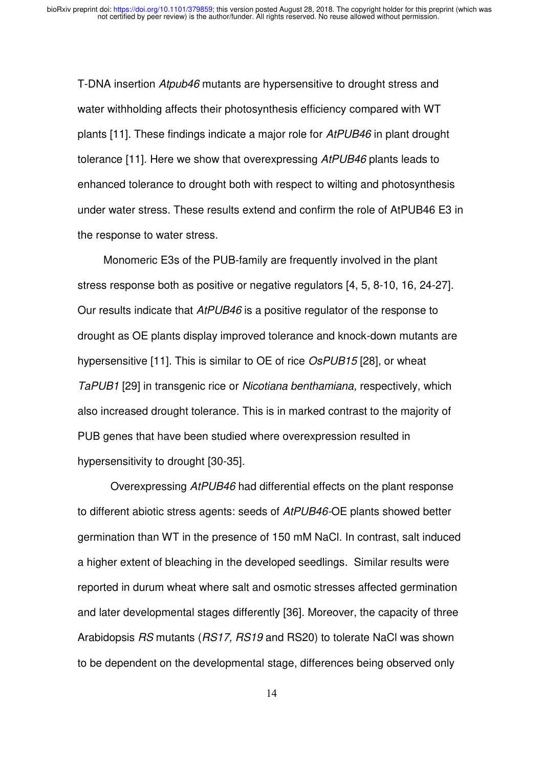T-DNA insertion *Atpub46* mutants are hypersensitive to drought stress and water withholding affects their photosynthesis efficiency compared with WT plants [11]. These findings indicate a major role for *AtPUB46* in plant drought tolerance [11]. Here we show that overexpressing *AtPUB46* plants leads to enhanced tolerance to drought both with respect to wilting and photosynthesis under water stress. These results extend and confirm the role of AtPUB46 E3 in the response to water stress.

Monomeric E3s of the PUB-family are frequently involved in the plant stress response both as positive or negative regulators [4, 5, 8-10, 16, 24-27]. Our results indicate that *AtPUB46* is a positive regulator of the response to drought as OE plants display improved tolerance and knock-down mutants are hypersensitive [11]. This is similar to OE of rice *OsPUB15* [28], or wheat *TaPUB1* [29] in transgenic rice or *Nicotiana benthamiana,* respectively, which also increased drought tolerance. This is in marked contrast to the majority of PUB genes that have been studied where overexpression resulted in hypersensitivity to drought [30-35].

Overexpressing *AtPUB46* had differential effects on the plant response to different abiotic stress agents: seeds of *AtPUB46*-OE plants showed better germination than WT in the presence of 150 mM NaCl. In contrast, salt induced a higher extent of bleaching in the developed seedlings. Similar results were reported in durum wheat where salt and osmotic stresses affected germination and later developmental stages differently [36]. Moreover, the capacity of three Arabidopsis *RS* mutants (*RS17, RS19* and RS20) to tolerate NaCl was shown to be dependent on the developmental stage, differences being observed only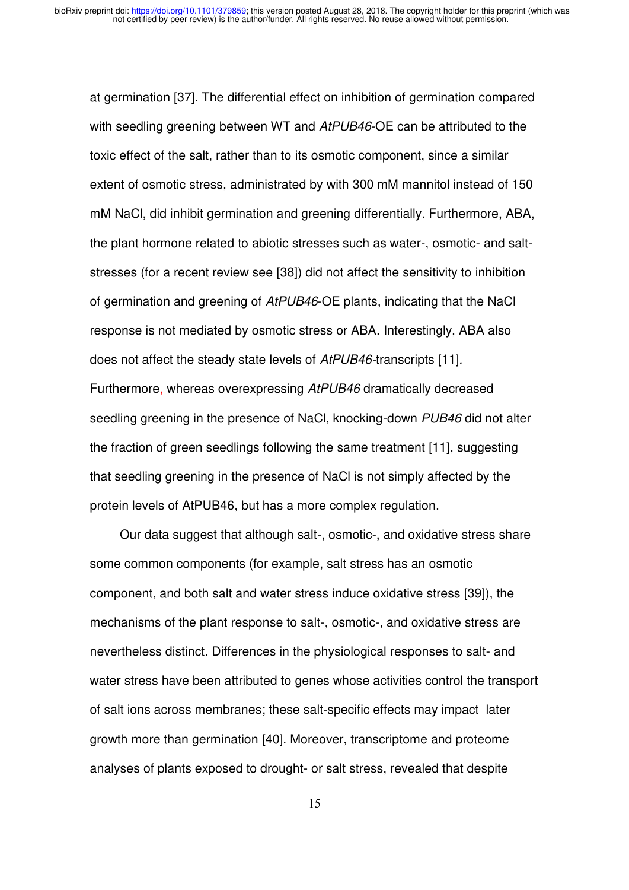at germination [37]. The differential effect on inhibition of germination compared with seedling greening between WT and *AtPUB46*-OE can be attributed to the toxic effect of the salt, rather than to its osmotic component, since a similar extent of osmotic stress, administrated by with 300 mM mannitol instead of 150 mM NaCl, did inhibit germination and greening differentially. Furthermore, ABA, the plant hormone related to abiotic stresses such as water-, osmotic- and salt-stresses (for a recent review see [38]) did not affect the sensitivity to inhibition of germination and greening of *AtPUB46*-OE plants, indicating that the NaCl response is not mediated by osmotic stress or ABA. Interestingly, ABA also does not affect the steady state levels of *AtPUB46*-transcripts [11]. Furthermore, whereas overexpressing *AtPUB46* dramatically decreased seedling greening in the presence of NaCl, knocking-down *PUB46* did not alter the fraction of green seedlings following the same treatment [11], suggesting that seedling greening in the presence of NaCl is not simply affected by the protein levels of AtPUB46, but has a more complex regulation.

Our data suggest that although salt-, osmotic-, and oxidative stress share some common components (for example, salt stress has an osmotic component, and both salt and water stress induce oxidative stress [39]), the mechanisms of the plant response to salt-, osmotic-, and oxidative stress are nevertheless distinct. Differences in the physiological responses to salt- and water stress have been attributed to genes whose activities control the transport of salt ions across membranes; these salt-specific effects may impact later growth more than germination [40]. Moreover, transcriptome and proteome analyses of plants exposed to drought- or salt stress, revealed that despite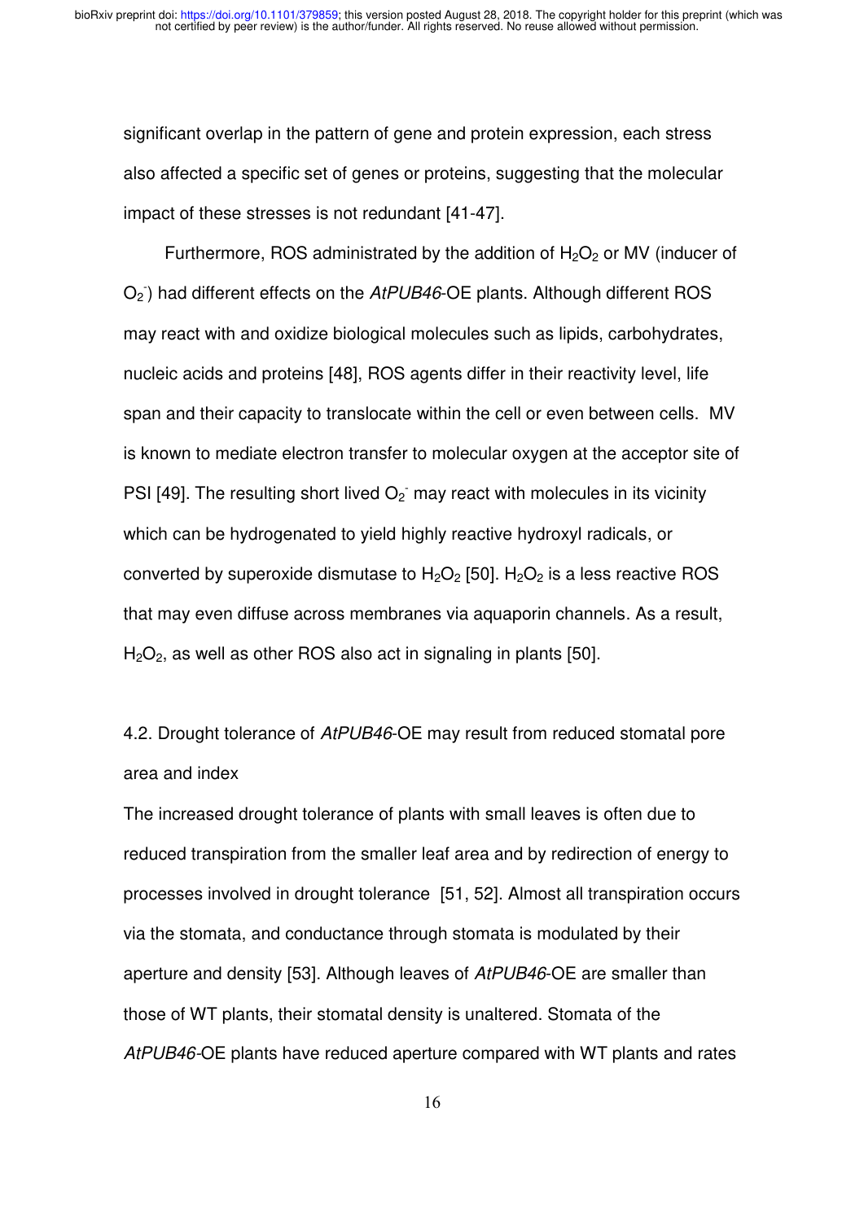significant overlap in the pattern of gene and protein expression, each stress also affected a specific set of genes or proteins, suggesting that the molecular impact of these stresses is not redundant [41-47].

Furthermore, ROS administrated by the addition of $H_2O_2$ or MV (inducer of $O_2^-$) had different effects on the *AtPUB46*-OE plants. Although different ROS may react with and oxidize biological molecules such as lipids, carbohydrates, nucleic acids and proteins [48], ROS agents differ in their reactivity level, life span and their capacity to translocate within the cell or even between cells. MV is known to mediate electron transfer to molecular oxygen at the acceptor site of PSI [49]. The resulting short lived $O_2^-$ may react with molecules in its vicinity which can be hydrogenated to yield highly reactive hydroxyl radicals, or converted by superoxide dismutase to $H_2O_2$ [50]. $H_2O_2$ is a less reactive ROS that may even diffuse across membranes via aquaporin channels. As a result, $H_2O_2$, as well as other ROS also act in signaling in plants [50].

## 4.2. Drought tolerance of *AtPUB46*-OE may result from reduced stomatal pore area and index

The increased drought tolerance of plants with small leaves is often due to reduced transpiration from the smaller leaf area and by redirection of energy to processes involved in drought tolerance [51, 52]. Almost all transpiration occurs via the stomata, and conductance through stomata is modulated by their aperture and density [53]. Although leaves of *AtPUB46*-OE are smaller than those of WT plants, their stomatal density is unaltered. Stomata of the *AtPUB46*-OE plants have reduced aperture compared with WT plants and rates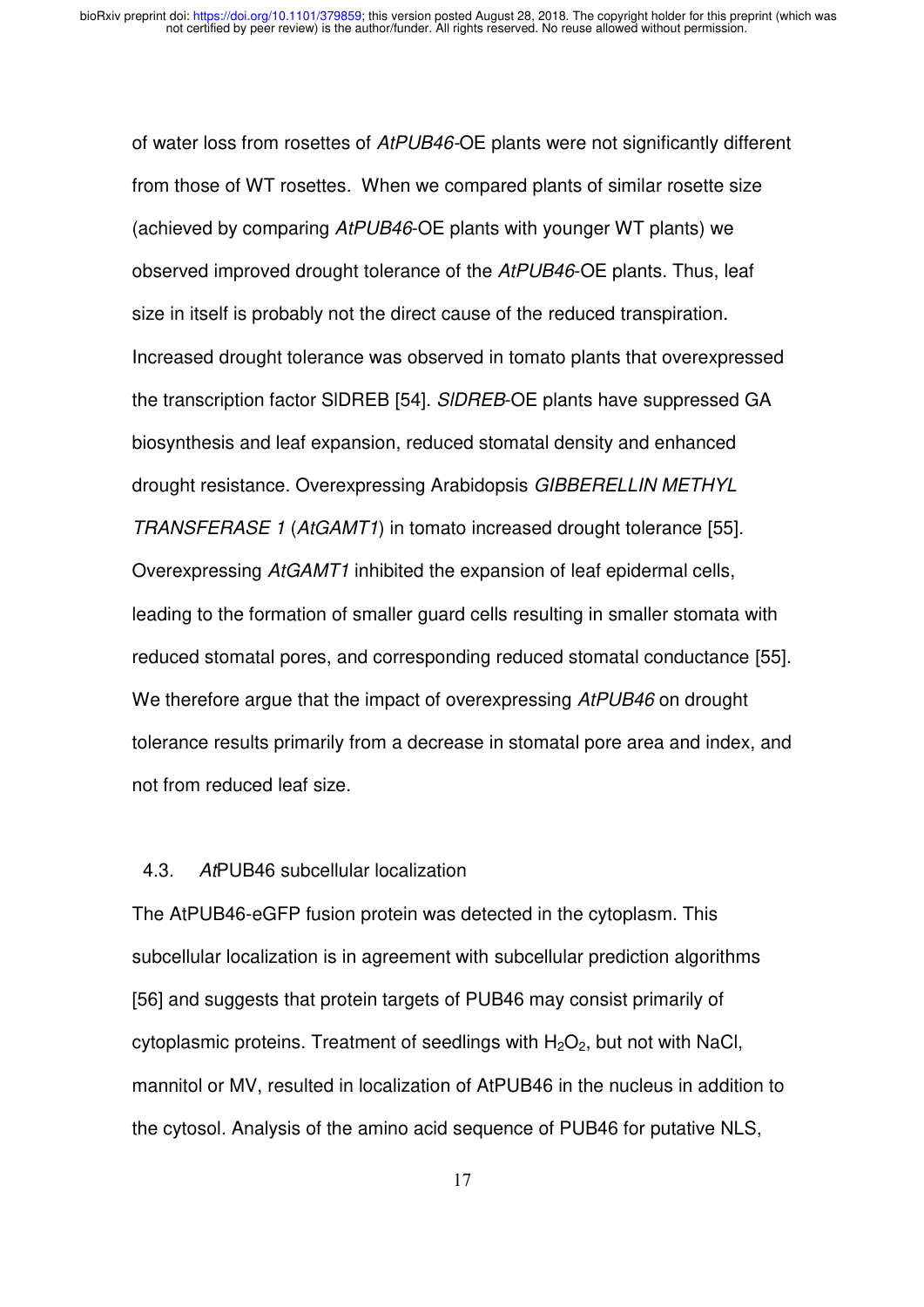of water loss from rosettes of *AtPUB46*-OE plants were not significantly different from those of WT rosettes. When we compared plants of similar rosette size (achieved by comparing *AtPUB46*-OE plants with younger WT plants) we observed improved drought tolerance of the *AtPUB46*-OE plants. Thus, leaf size in itself is probably not the direct cause of the reduced transpiration. Increased drought tolerance was observed in tomato plants that overexpressed the transcription factor SlDREB [54]. *SlDREB*-OE plants have suppressed GA biosynthesis and leaf expansion, reduced stomatal density and enhanced drought resistance. Overexpressing Arabidopsis *GIBBERELLIN METHYL TRANSFERASE 1* (*AtGAMT1*) in tomato increased drought tolerance [55]. Overexpressing *AtGAMT1* inhibited the expansion of leaf epidermal cells, leading to the formation of smaller guard cells resulting in smaller stomata with reduced stomatal pores, and corresponding reduced stomatal conductance [55]. We therefore argue that the impact of overexpressing *AtPUB46* on drought tolerance results primarily from a decrease in stomatal pore area and index, and not from reduced leaf size.

### 4.3. *At*PUB46 subcellular localization

The AtPUB46-eGFP fusion protein was detected in the cytoplasm. This subcellular localization is in agreement with subcellular prediction algorithms [56] and suggests that protein targets of PUB46 may consist primarily of cytoplasmic proteins. Treatment of seedlings with $H_2O_2$, but not with NaCl, mannitol or MV, resulted in localization of AtPUB46 in the nucleus in addition to the cytosol. Analysis of the amino acid sequence of PUB46 for putative NLS,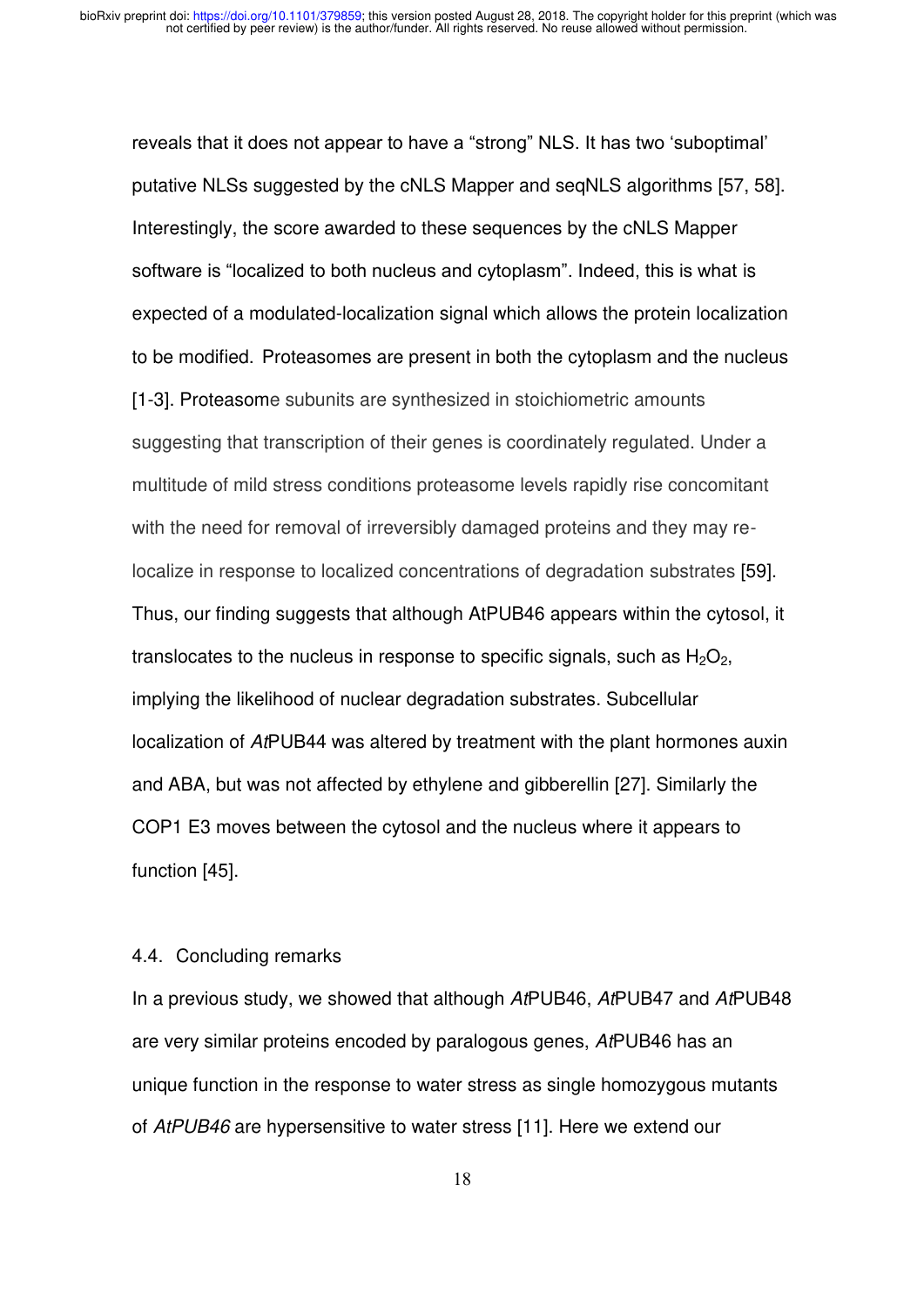reveals that it does not appear to have a “strong” NLS. It has two ‘suboptimal’ putative NLSs suggested by the cNLS Mapper and seqNLS algorithms [57, 58]. Interestingly, the score awarded to these sequences by the cNLS Mapper software is “localized to both nucleus and cytoplasm”. Indeed, this is what is expected of a modulated-localization signal which allows the protein localization to be modified. Proteasomes are present in both the cytoplasm and the nucleus [1-3]. Proteasome subunits are synthesized in stoichiometric amounts suggesting that transcription of their genes is coordinately regulated. Under a multitude of mild stress conditions proteasome levels rapidly rise concomitant with the need for removal of irreversibly damaged proteins and they may re-localize in response to localized concentrations of degradation substrates [59]. Thus, our finding suggests that although AtPUB46 appears within the cytosol, it translocates to the nucleus in response to specific signals, such as $H_2O_2$, implying the likelihood of nuclear degradation substrates. Subcellular localization of *At*PUB44 was altered by treatment with the plant hormones auxin and ABA, but was not affected by ethylene and gibberellin [27]. Similarly the COP1 E3 moves between the cytosol and the nucleus where it appears to function [45].

### 4.4. Concluding remarks

In a previous study, we showed that although *At*PUB46, *At*PUB47 and *At*PUB48 are very similar proteins encoded by paralogous genes, *At*PUB46 has an unique function in the response to water stress as single homozygous mutants of *AtPUB46* are hypersensitive to water stress [11]. Here we extend our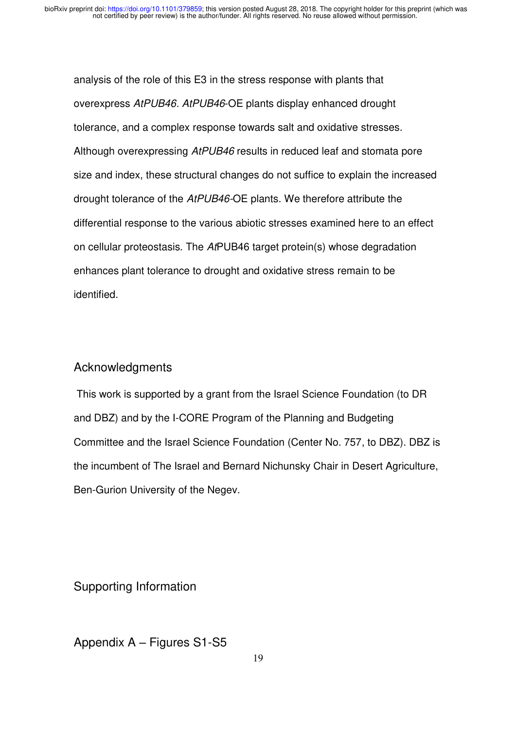analysis of the role of this E3 in the stress response with plants that overexpress *AtPUB46*. *AtPUB46*-OE plants display enhanced drought tolerance, and a complex response towards salt and oxidative stresses. Although overexpressing *AtPUB46* results in reduced leaf and stomata pore size and index, these structural changes do not suffice to explain the increased drought tolerance of the *AtPUB46*-OE plants. We therefore attribute the differential response to the various abiotic stresses examined here to an effect on cellular proteostasis. The *At*PUB46 target protein(s) whose degradation enhances plant tolerance to drought and oxidative stress remain to be identified.

## Acknowledgments

This work is supported by a grant from the Israel Science Foundation (to DR and DBZ) and by the I-CORE Program of the Planning and Budgeting Committee and the Israel Science Foundation (Center No. 757, to DBZ). DBZ is the incumbent of The Israel and Bernard Nichunsky Chair in Desert Agriculture, Ben-Gurion University of the Negev.

## Supporting Information

### Appendix A – Figures S1-S5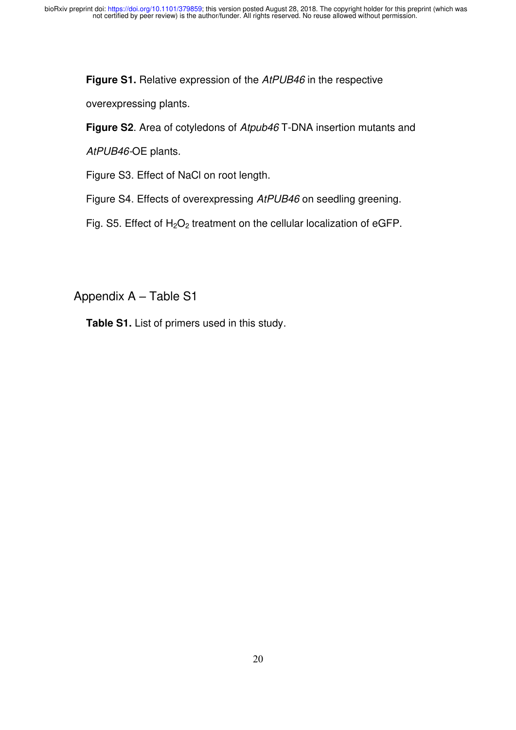**Figure S1.** Relative expression of the *AtPUB46* in the respective overexpressing plants.

**Figure S2**. Area of cotyledons of *Atpub46* T-DNA insertion mutants and *AtPUB46*-OE plants.

Figure S3. Effect of NaCl on root length.

Figure S4. Effects of overexpressing *AtPUB46* on seedling greening.

Fig. S5. Effect of $H_2O_2$ treatment on the cellular localization of eGFP.

## Appendix A – Table S1

**Table S1.** List of primers used in this study.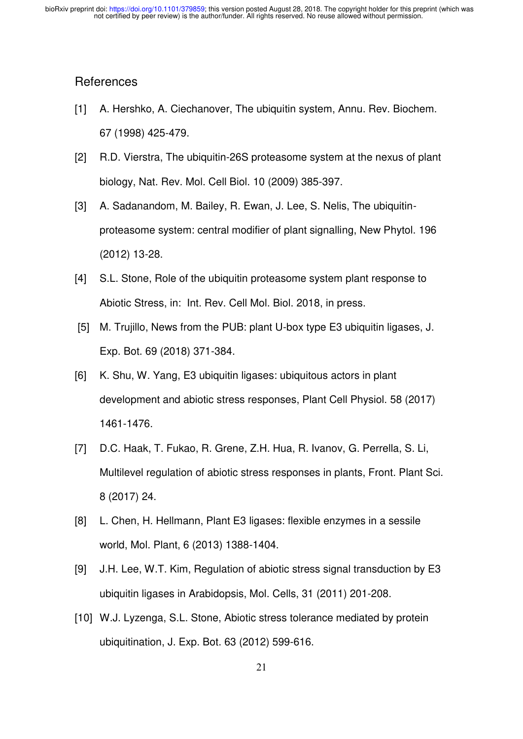## References

[1] A. Hershko, A. Ciechanover, The ubiquitin system, Annu. Rev. Biochem. 67 (1998) 425-479.

[2] R.D. Vierstra, The ubiquitin-26S proteasome system at the nexus of plant biology, Nat. Rev. Mol. Cell Biol. 10 (2009) 385-397.

[3] A. Sadanandom, M. Bailey, R. Ewan, J. Lee, S. Nelis, The ubiquitin-proteasome system: central modifier of plant signalling, New Phytol. 196 (2012) 13-28.

[4] S.L. Stone, Role of the ubiquitin proteasome system plant response to Abiotic Stress, in: Int. Rev. Cell Mol. Biol. 2018, in press.

[5] M. Trujillo, News from the PUB: plant U-box type E3 ubiquitin ligases, J. Exp. Bot. 69 (2018) 371-384.

[6] K. Shu, W. Yang, E3 ubiquitin ligases: ubiquitous actors in plant development and abiotic stress responses, Plant Cell Physiol. 58 (2017) 1461-1476.

[7] D.C. Haak, T. Fukao, R. Grene, Z.H. Hua, R. Ivanov, G. Perrella, S. Li, Multilevel regulation of abiotic stress responses in plants, Front. Plant Sci. 8 (2017) 24.

[8] L. Chen, H. Hellmann, Plant E3 ligases: flexible enzymes in a sessile world, Mol. Plant, 6 (2013) 1388-1404.

[9] J.H. Lee, W.T. Kim, Regulation of abiotic stress signal transduction by E3 ubiquitin ligases in Arabidopsis, Mol. Cells, 31 (2011) 201-208.

[10] W.J. Lyzenga, S.L. Stone, Abiotic stress tolerance mediated by protein ubiquitination, J. Exp. Bot. 63 (2012) 599-616.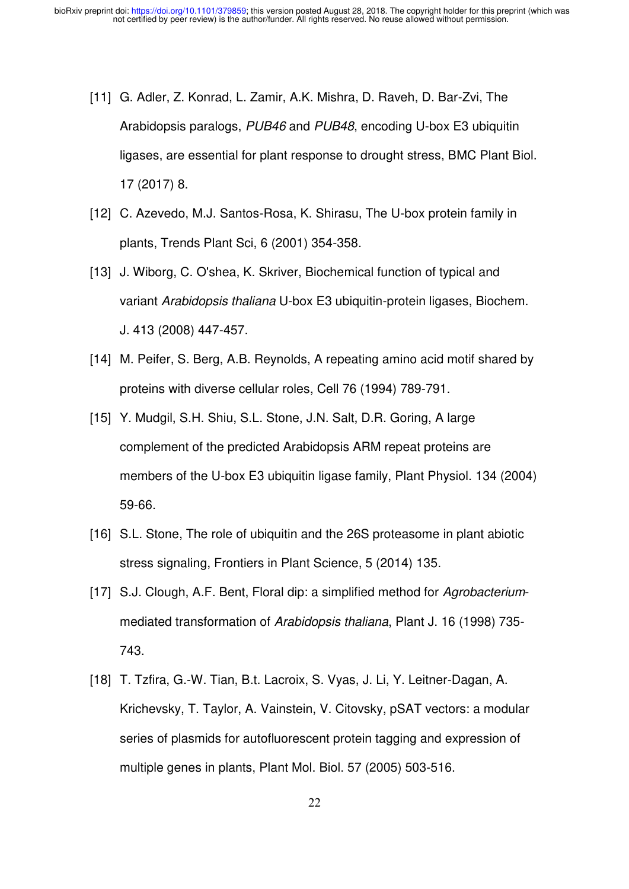[11] G. Adler, Z. Konrad, L. Zamir, A.K. Mishra, D. Raveh, D. Bar-Zvi, The Arabidopsis paralogs, *PUB46* and *PUB48*, encoding U-box E3 ubiquitin ligases, are essential for plant response to drought stress, BMC Plant Biol. 17 (2017) 8.

[12] C. Azevedo, M.J. Santos-Rosa, K. Shirasu, The U-box protein family in plants, Trends Plant Sci, 6 (2001) 354-358.

[13] J. Wiborg, C. O'shea, K. Skriver, Biochemical function of typical and variant *Arabidopsis thaliana* U-box E3 ubiquitin-protein ligases, Biochem. J. 413 (2008) 447-457.

[14] M. Peifer, S. Berg, A.B. Reynolds, A repeating amino acid motif shared by proteins with diverse cellular roles, Cell 76 (1994) 789-791.

[15] Y. Mudgil, S.H. Shiu, S.L. Stone, J.N. Salt, D.R. Goring, A large complement of the predicted Arabidopsis ARM repeat proteins are members of the U-box E3 ubiquitin ligase family, Plant Physiol. 134 (2004) 59-66.

[16] S.L. Stone, The role of ubiquitin and the 26S proteasome in plant abiotic stress signaling, Frontiers in Plant Science, 5 (2014) 135.

[17] S.J. Clough, A.F. Bent, Floral dip: a simplified method for *Agrobacterium*-mediated transformation of *Arabidopsis thaliana*, Plant J. 16 (1998) 735-743.

[18] T. Tzfira, G.-W. Tian, B.t. Lacroix, S. Vyas, J. Li, Y. Leitner-Dagan, A. Krichevsky, T. Taylor, A. Vainstein, V. Citovsky, pSAT vectors: a modular series of plasmids for autofluorescent protein tagging and expression of multiple genes in plants, Plant Mol. Biol. 57 (2005) 503-516.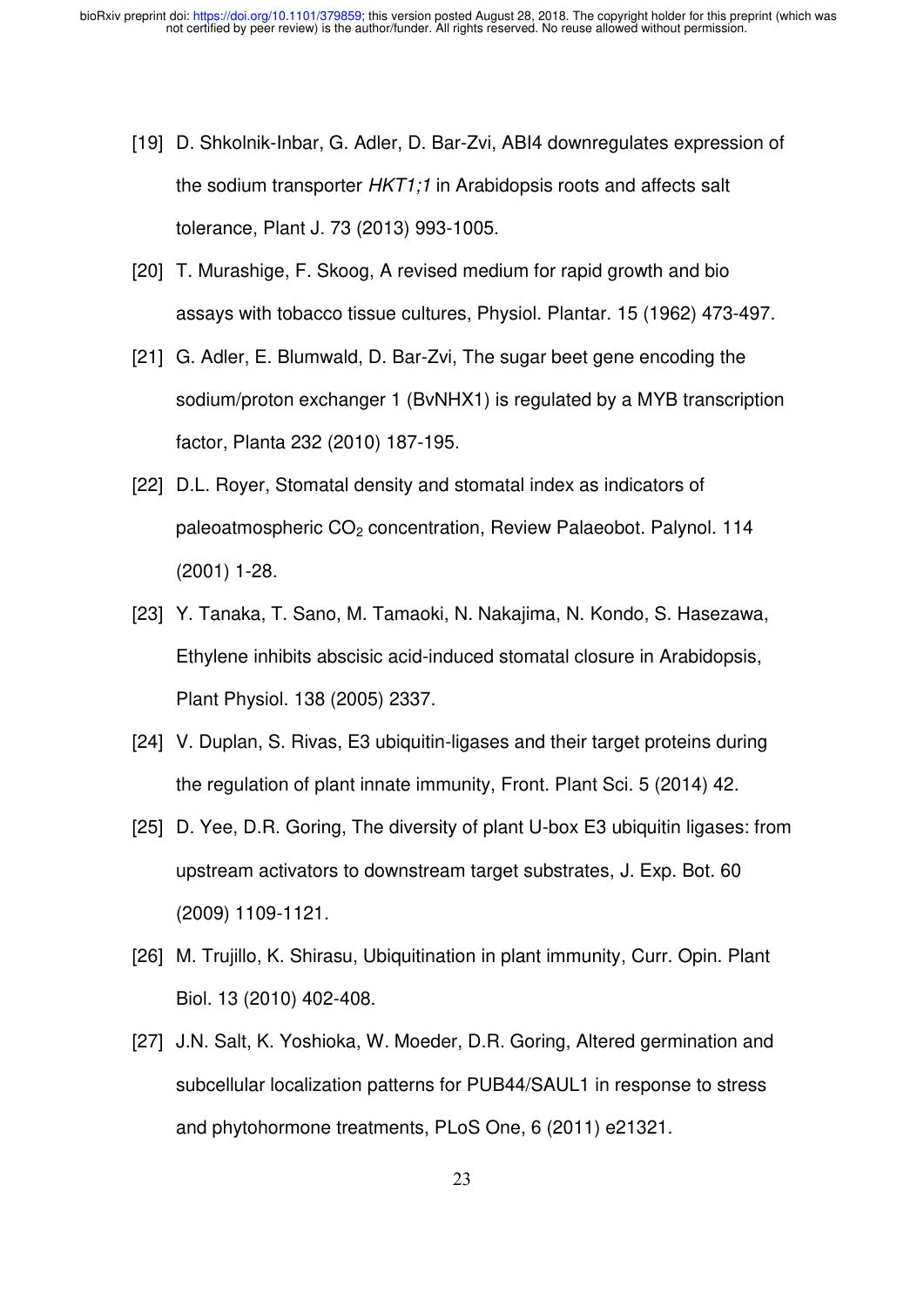[19] D. Shkolnik-Inbar, G. Adler, D. Bar-Zvi, ABI4 downregulates expression of the sodium transporter *HKT1;1* in Arabidopsis roots and affects salt tolerance, Plant J. 73 (2013) 993-1005.

[20] T. Murashige, F. Skoog, A revised medium for rapid growth and bio assays with tobacco tissue cultures, Physiol. Plantar. 15 (1962) 473-497.

[21] G. Adler, E. Blumwald, D. Bar-Zvi, The sugar beet gene encoding the sodium/proton exchanger 1 (BvNHX1) is regulated by a MYB transcription factor, Planta 232 (2010) 187-195.

[22] D.L. Royer, Stomatal density and stomatal index as indicators of paleoatmospheric $CO_2$ concentration, Review Palaeobot. Palynol. 114 (2001) 1-28.

[23] Y. Tanaka, T. Sano, M. Tamaoki, N. Nakajima, N. Kondo, S. Hasezawa, Ethylene inhibits abscisic acid-induced stomatal closure in Arabidopsis, Plant Physiol. 138 (2005) 2337.

[24] V. Duplan, S. Rivas, E3 ubiquitin-ligases and their target proteins during the regulation of plant innate immunity, Front. Plant Sci. 5 (2014) 42.

[25] D. Yee, D.R. Goring, The diversity of plant U-box E3 ubiquitin ligases: from upstream activators to downstream target substrates, J. Exp. Bot. 60 (2009) 1109-1121.

[26] M. Trujillo, K. Shirasu, Ubiquitination in plant immunity, Curr. Opin. Plant Biol. 13 (2010) 402-408.

[27] J.N. Salt, K. Yoshioka, W. Moeder, D.R. Goring, Altered germination and subcellular localization patterns for PUB44/SAUL1 in response to stress and phytohormone treatments, PLoS One, 6 (2011) e21321.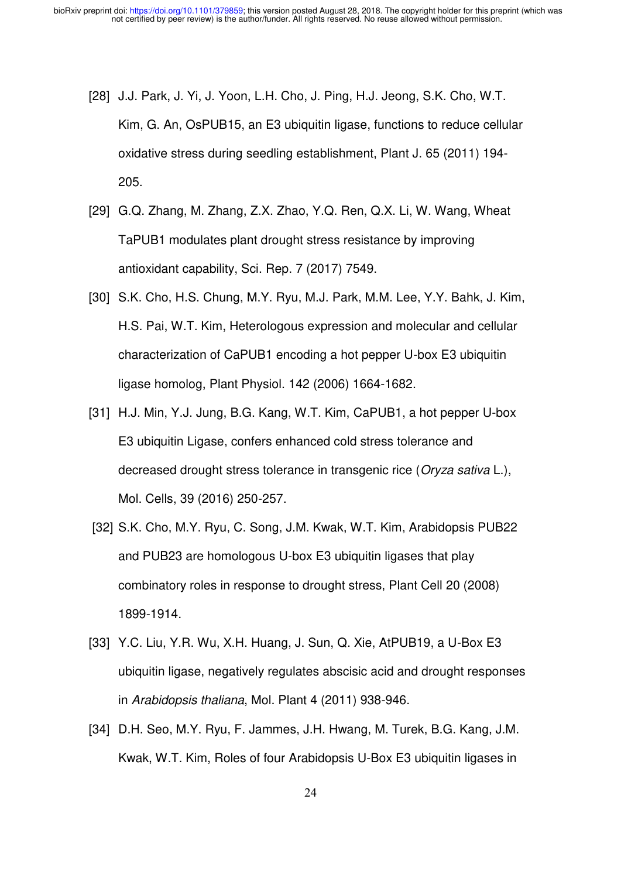[28] J.J. Park, J. Yi, J. Yoon, L.H. Cho, J. Ping, H.J. Jeong, S.K. Cho, W.T. Kim, G. An, OsPUB15, an E3 ubiquitin ligase, functions to reduce cellular oxidative stress during seedling establishment, Plant J. 65 (2011) 194-205.

[29] G.Q. Zhang, M. Zhang, Z.X. Zhao, Y.Q. Ren, Q.X. Li, W. Wang, Wheat TaPUB1 modulates plant drought stress resistance by improving antioxidant capability, Sci. Rep. 7 (2017) 7549.

[30] S.K. Cho, H.S. Chung, M.Y. Ryu, M.J. Park, M.M. Lee, Y.Y. Bahk, J. Kim, H.S. Pai, W.T. Kim, Heterologous expression and molecular and cellular characterization of CaPUB1 encoding a hot pepper U-box E3 ubiquitin ligase homolog, Plant Physiol. 142 (2006) 1664-1682.

[31] H.J. Min, Y.J. Jung, B.G. Kang, W.T. Kim, CaPUB1, a hot pepper U-box E3 ubiquitin Ligase, confers enhanced cold stress tolerance and decreased drought stress tolerance in transgenic rice (*Oryza sativa* L.), Mol. Cells, 39 (2016) 250-257.

[32] S.K. Cho, M.Y. Ryu, C. Song, J.M. Kwak, W.T. Kim, Arabidopsis PUB22 and PUB23 are homologous U-box E3 ubiquitin ligases that play combinatory roles in response to drought stress, Plant Cell 20 (2008) 1899-1914.

[33] Y.C. Liu, Y.R. Wu, X.H. Huang, J. Sun, Q. Xie, AtPUB19, a U-Box E3 ubiquitin ligase, negatively regulates abscisic acid and drought responses in *Arabidopsis thaliana*, Mol. Plant 4 (2011) 938-946.

[34] D.H. Seo, M.Y. Ryu, F. Jammes, J.H. Hwang, M. Turek, B.G. Kang, J.M. Kwak, W.T. Kim, Roles of four Arabidopsis U-Box E3 ubiquitin ligases in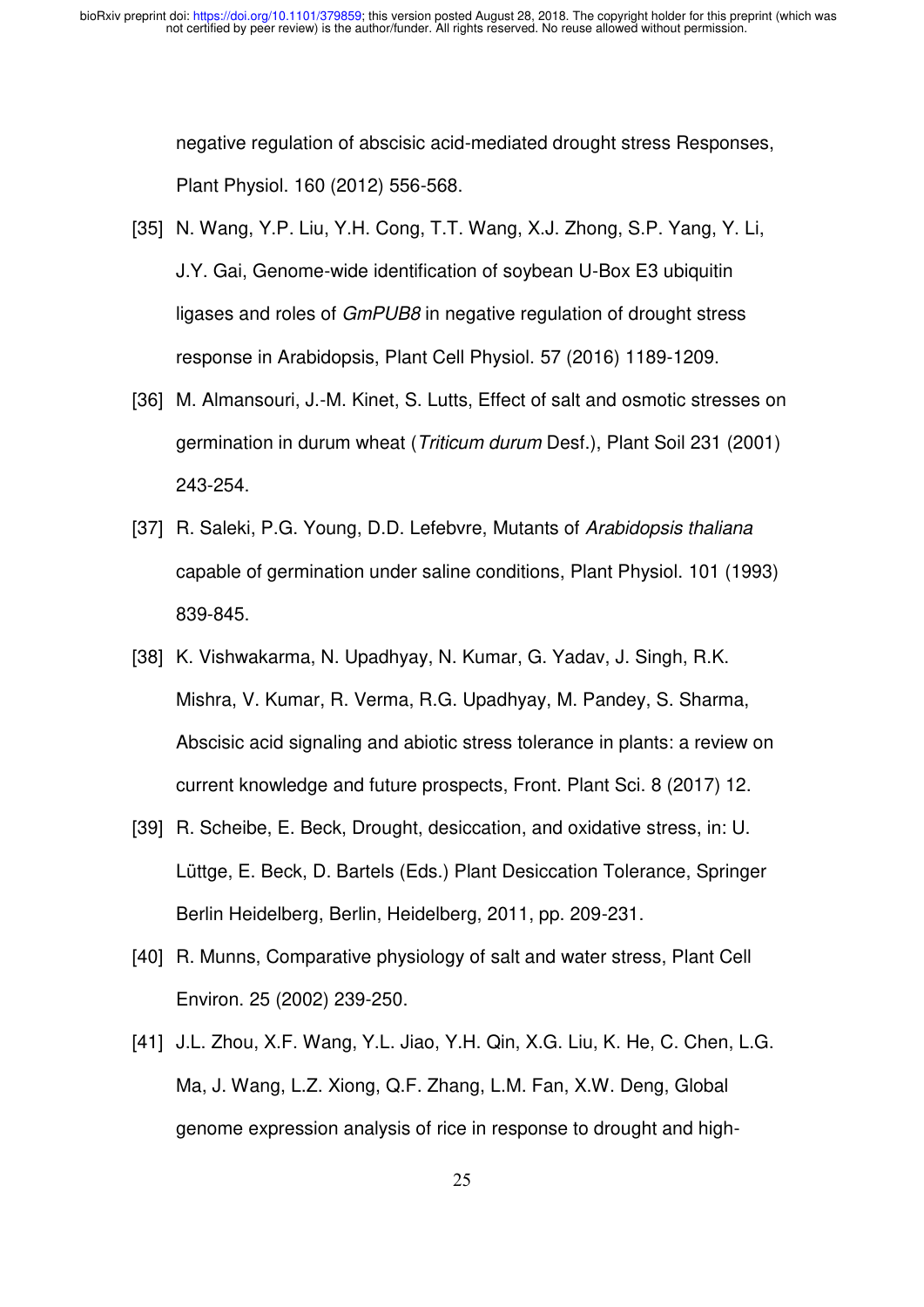negative regulation of abscisic acid-mediated drought stress Responses, Plant Physiol. 160 (2012) 556-568.

[35] N. Wang, Y.P. Liu, Y.H. Cong, T.T. Wang, X.J. Zhong, S.P. Yang, Y. Li, J.Y. Gai, Genome-wide identification of soybean U-Box E3 ubiquitin ligases and roles of *GmPUB8* in negative regulation of drought stress response in Arabidopsis, Plant Cell Physiol. 57 (2016) 1189-1209.

[36] M. Almansouri, J.-M. Kinet, S. Lutts, Effect of salt and osmotic stresses on germination in durum wheat (*Triticum durum* Desf.), Plant Soil 231 (2001) 243-254.

[37] R. Saleki, P.G. Young, D.D. Lefebvre, Mutants of *Arabidopsis thaliana* capable of germination under saline conditions, Plant Physiol. 101 (1993) 839-845.

[38] K. Vishwakarma, N. Upadhyay, N. Kumar, G. Yadav, J. Singh, R.K. Mishra, V. Kumar, R. Verma, R.G. Upadhyay, M. Pandey, S. Sharma, Abscisic acid signaling and abiotic stress tolerance in plants: a review on current knowledge and future prospects, Front. Plant Sci. 8 (2017) 12.

[39] R. Scheibe, E. Beck, Drought, desiccation, and oxidative stress, in: U. Lüttge, E. Beck, D. Bartels (Eds.) Plant Desiccation Tolerance, Springer Berlin Heidelberg, Berlin, Heidelberg, 2011, pp. 209-231.

[40] R. Munns, Comparative physiology of salt and water stress, Plant Cell Environ. 25 (2002) 239-250.

[41] J.L. Zhou, X.F. Wang, Y.L. Jiao, Y.H. Qin, X.G. Liu, K. He, C. Chen, L.G. Ma, J. Wang, L.Z. Xiong, Q.F. Zhang, L.M. Fan, X.W. Deng, Global genome expression analysis of rice in response to drought and high-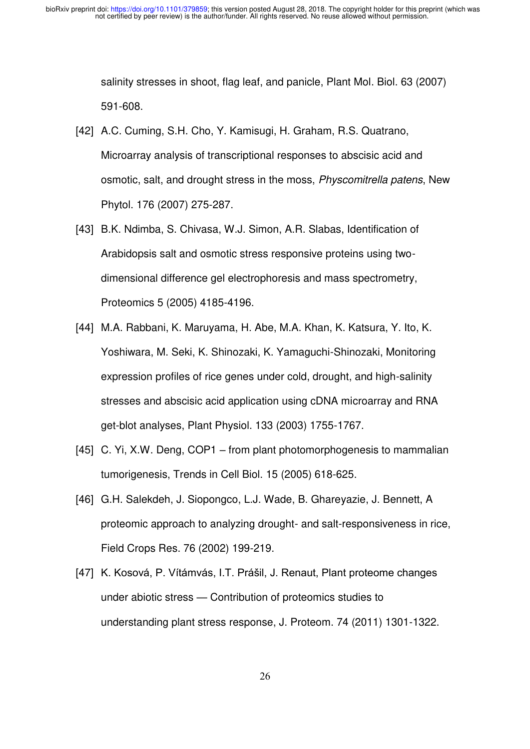salinity stresses in shoot, flag leaf, and panicle, Plant Mol. Biol. 63 (2007) 591-608.

[42] A.C. Cuming, S.H. Cho, Y. Kamisugi, H. Graham, R.S. Quatrano, Microarray analysis of transcriptional responses to abscisic acid and osmotic, salt, and drought stress in the moss, *Physcomitrella patens*, New Phytol. 176 (2007) 275-287.

[43] B.K. Ndimba, S. Chivasa, W.J. Simon, A.R. Slabas, Identification of Arabidopsis salt and osmotic stress responsive proteins using two-dimensional difference gel electrophoresis and mass spectrometry, Proteomics 5 (2005) 4185-4196.

[44] M.A. Rabbani, K. Maruyama, H. Abe, M.A. Khan, K. Katsura, Y. Ito, K. Yoshiwara, M. Seki, K. Shinozaki, K. Yamaguchi-Shinozaki, Monitoring expression profiles of rice genes under cold, drought, and high-salinity stresses and abscisic acid application using cDNA microarray and RNA get-blot analyses, Plant Physiol. 133 (2003) 1755-1767.

[45] C. Yi, X.W. Deng, COP1 – from plant photomorphogenesis to mammalian tumorigenesis, Trends in Cell Biol. 15 (2005) 618-625.

[46] G.H. Salekdeh, J. Siopongco, L.J. Wade, B. Ghareyazie, J. Bennett, A proteomic approach to analyzing drought- and salt-responsiveness in rice, Field Crops Res. 76 (2002) 199-219.

[47] K. Kosová, P. Vítámvás, I.T. Prášil, J. Renaut, Plant proteome changes under abiotic stress — Contribution of proteomics studies to understanding plant stress response, J. Proteom. 74 (2011) 1301-1322.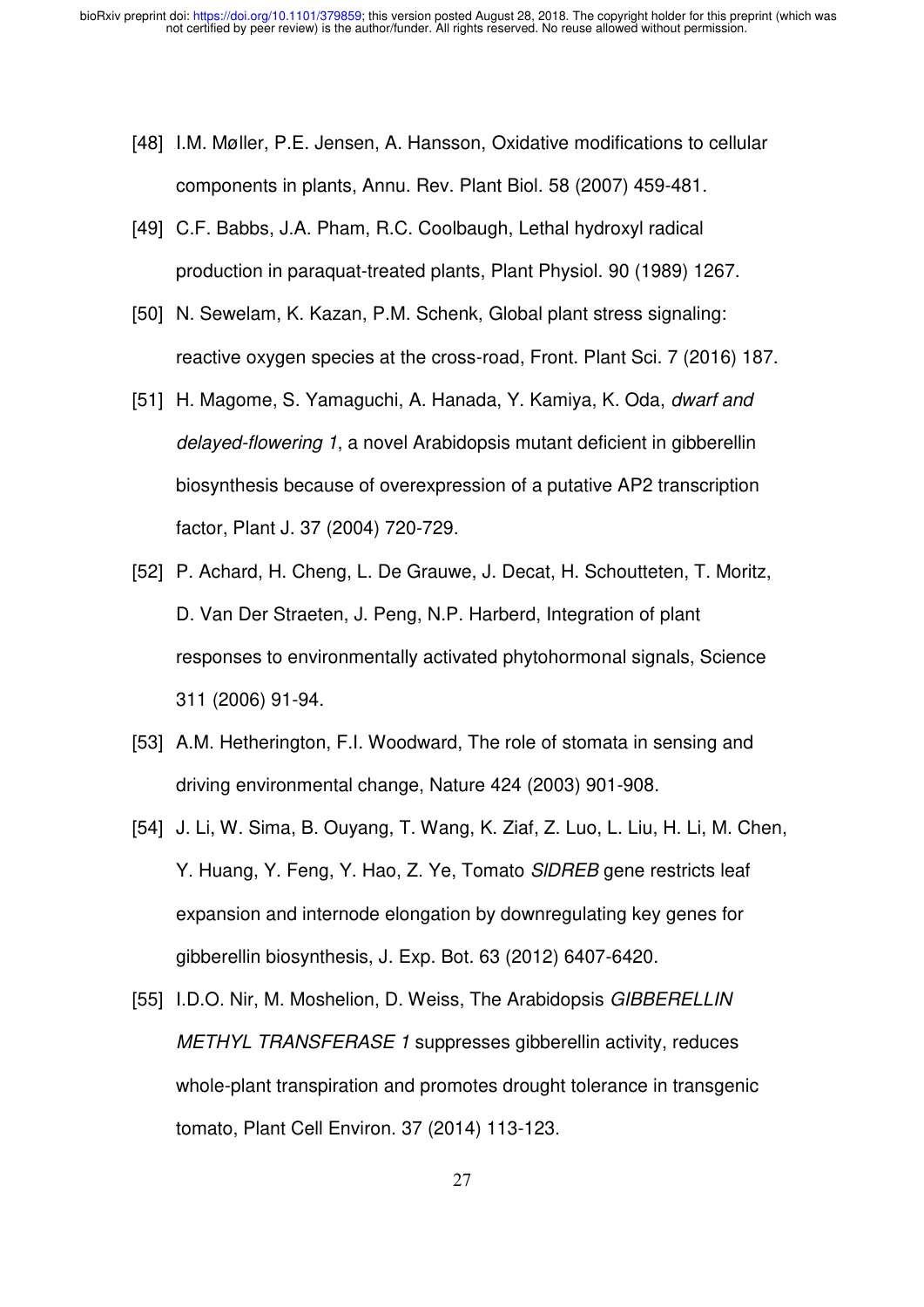[48] I.M. Møller, P.E. Jensen, A. Hansson, Oxidative modifications to cellular components in plants, Annu. Rev. Plant Biol. 58 (2007) 459-481.

[49] C.F. Babbs, J.A. Pham, R.C. Coolbaugh, Lethal hydroxyl radical production in paraquat-treated plants, Plant Physiol. 90 (1989) 1267.

[50] N. Sewelam, K. Kazan, P.M. Schenk, Global plant stress signaling: reactive oxygen species at the cross-road, Front. Plant Sci. 7 (2016) 187.

[51] H. Magome, S. Yamaguchi, A. Hanada, Y. Kamiya, K. Oda, *dwarf and delayed-flowering 1*, a novel Arabidopsis mutant deficient in gibberellin biosynthesis because of overexpression of a putative AP2 transcription factor, Plant J. 37 (2004) 720-729.

[52] P. Achard, H. Cheng, L. De Grauwe, J. Decat, H. Schoutteten, T. Moritz, D. Van Der Straeten, J. Peng, N.P. Harberd, Integration of plant responses to environmentally activated phytohormonal signals, Science 311 (2006) 91-94.

[53] A.M. Hetherington, F.I. Woodward, The role of stomata in sensing and driving environmental change, Nature 424 (2003) 901-908.

[54] J. Li, W. Sima, B. Ouyang, T. Wang, K. Ziaf, Z. Luo, L. Liu, H. Li, M. Chen, Y. Huang, Y. Feng, Y. Hao, Z. Ye, Tomato *SlDREB* gene restricts leaf expansion and internode elongation by downregulating key genes for gibberellin biosynthesis, J. Exp. Bot. 63 (2012) 6407-6420.

[55] I.D.O. Nir, M. Moshelion, D. Weiss, The Arabidopsis *GIBBERELLIN METHYL TRANSFERASE 1* suppresses gibberellin activity, reduces whole-plant transpiration and promotes drought tolerance in transgenic tomato, Plant Cell Environ. 37 (2014) 113-123.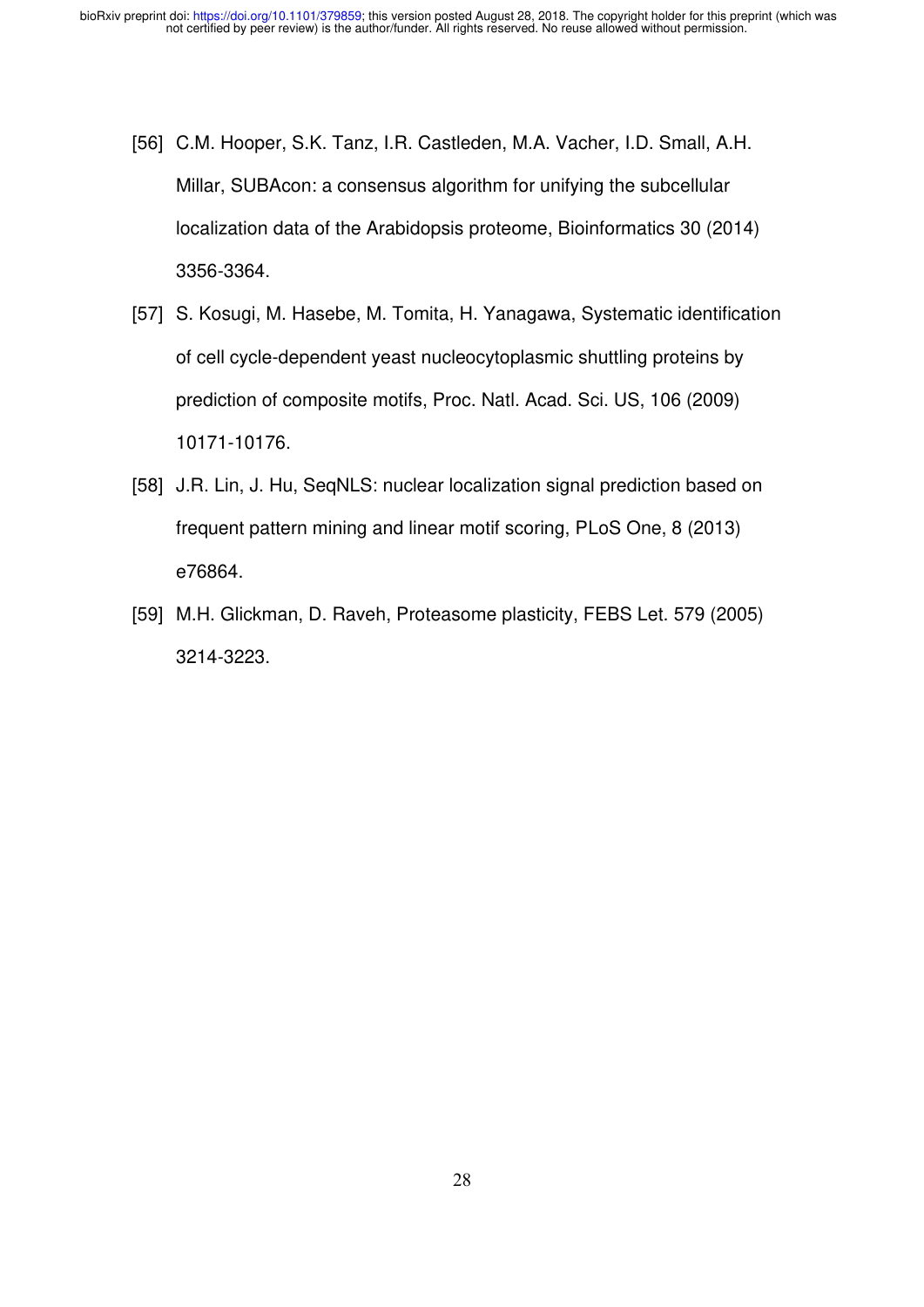[56] C.M. Hooper, S.K. Tanz, I.R. Castleden, M.A. Vacher, I.D. Small, A.H. Millar, SUBAcon: a consensus algorithm for unifying the subcellular localization data of the Arabidopsis proteome, Bioinformatics 30 (2014) 3356-3364.

[57] S. Kosugi, M. Hasebe, M. Tomita, H. Yanagawa, Systematic identification of cell cycle-dependent yeast nucleocytoplasmic shuttling proteins by prediction of composite motifs, Proc. Natl. Acad. Sci. US, 106 (2009) 10171-10176.

[58] J.R. Lin, J. Hu, SeqNLS: nuclear localization signal prediction based on frequent pattern mining and linear motif scoring, PLoS One, 8 (2013) e76864.

[59] M.H. Glickman, D. Raveh, Proteasome plasticity, FEBS Let. 579 (2005) 3214-3223.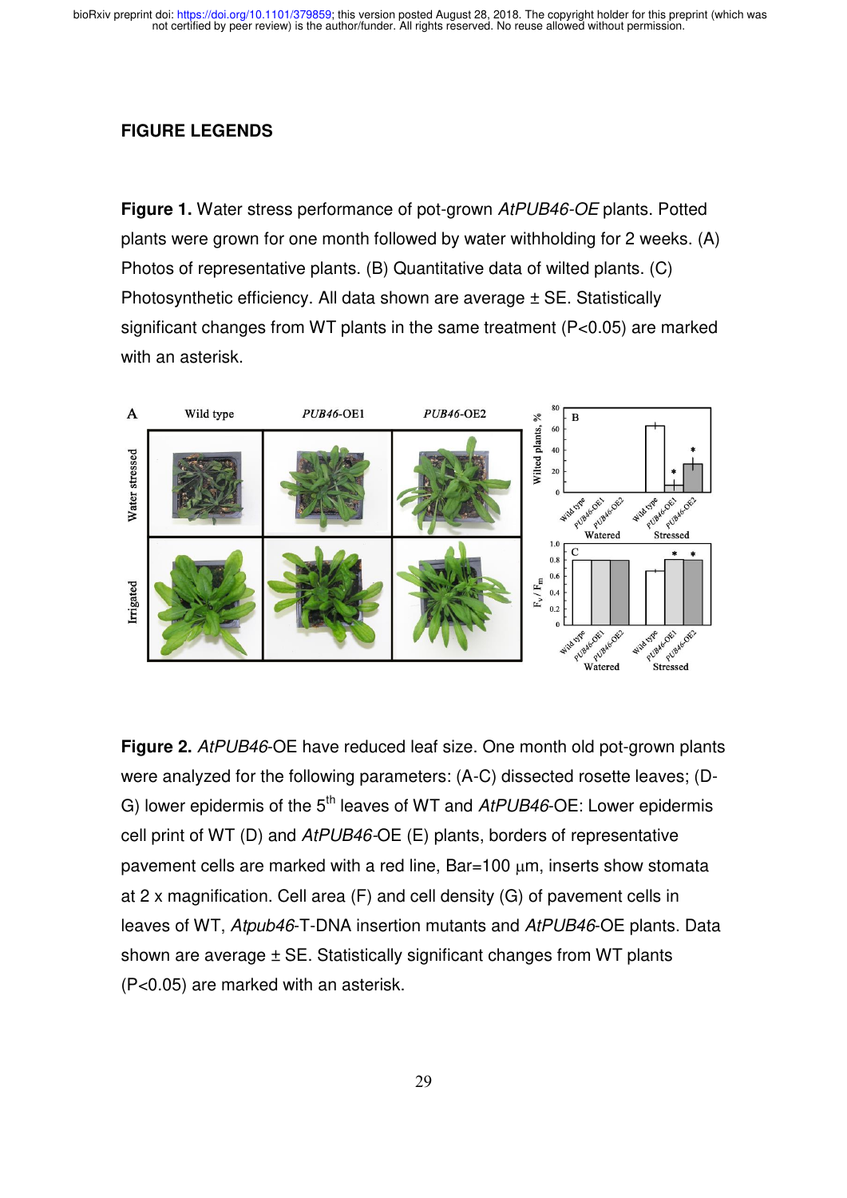# FIGURE LEGENDS

**Figure 1.** Water stress performance of pot-grown *AtPUB46-OE* plants. Potted plants were grown for one month followed by water withholding for 2 weeks. (A) Photos of representative plants. (B) Quantitative data of wilted plants. (C) Photosynthetic efficiency. All data shown are average ± SE. Statistically significant changes from WT plants in the same treatment (P<0.05) are marked with an asterisk.

**Figure 2.** *AtPUB46*-OE have reduced leaf size. One month old pot-grown plants were analyzed for the following parameters: (A-C) dissected rosette leaves; (D-G) lower epidermis of the 5th leaves of WT and *AtPUB46*-OE: Lower epidermis cell print of WT (D) and *AtPUB46*-OE (E) plants, borders of representative pavement cells are marked with a red line, Bar=100 μm, inserts show stomata at 2 x magnification. Cell area (F) and cell density (G) of pavement cells in leaves of WT, *Atpub46*-T-DNA insertion mutants and *AtPUB46*-OE plants. Data shown are average ± SE. Statistically significant changes from WT plants (P<0.05) are marked with an asterisk.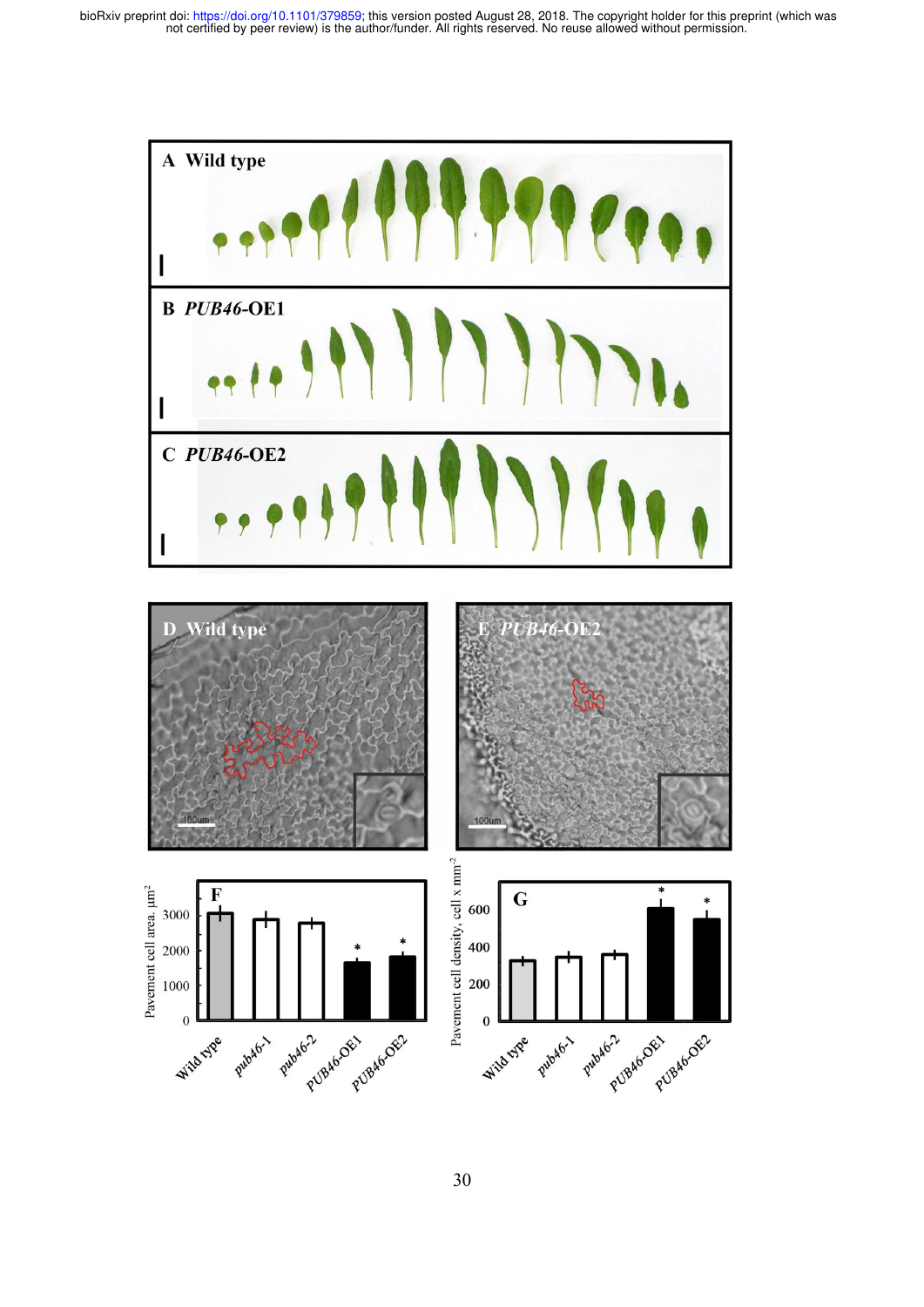**A** Wild type

**B** *PUB46*-OE1

**C** *PUB46*-OE2

**D** Wild type

**E** *PUB46*-OE2

100um

100um

**F**

Pavement cell area, $\mu m^2$

3000

2000

1000

0

Wild type

*pub46-1*

*pub46-2*

*PUB46-OE1*

*PUB46-OE2*

**G**

Pavement cell density, cell x $mm^{-2}$

600

400

200

0

Wild type

*pub46-1*

*pub46-2*

*PUB46-OE1*

*PUB46-OE2*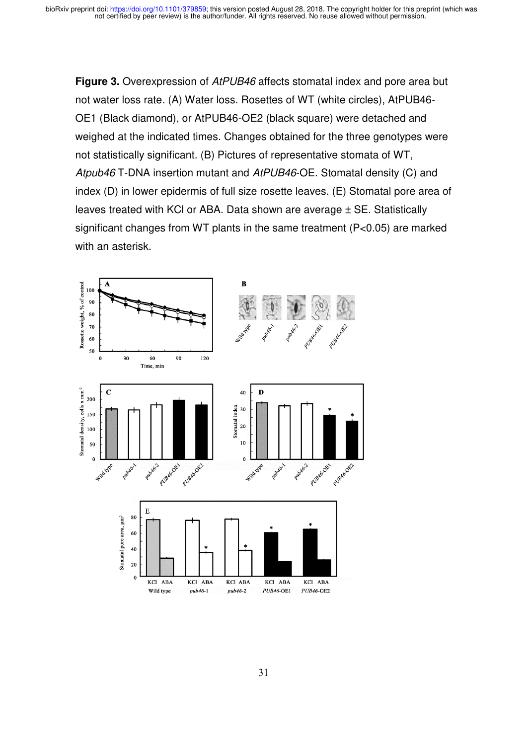**Figure 3.** Overexpression of *AtPUB46* affects stomatal index and pore area but not water loss rate. (A) Water loss. Rosettes of WT (white circles), AtPUB46-OE1 (Black diamond), or AtPUB46-OE2 (black square) were detached and weighed at the indicated times. Changes obtained for the three genotypes were not statistically significant. (B) Pictures of representative stomata of WT, *Atpub46* T-DNA insertion mutant and *AtPUB46*-OE. Stomatal density (C) and index (D) in lower epidermis of full size rosette leaves. (E) Stomatal pore area of leaves treated with KCl or ABA. Data shown are average ± SE. Statistically significant changes from WT plants in the same treatment (P<0.05) are marked with an asterisk.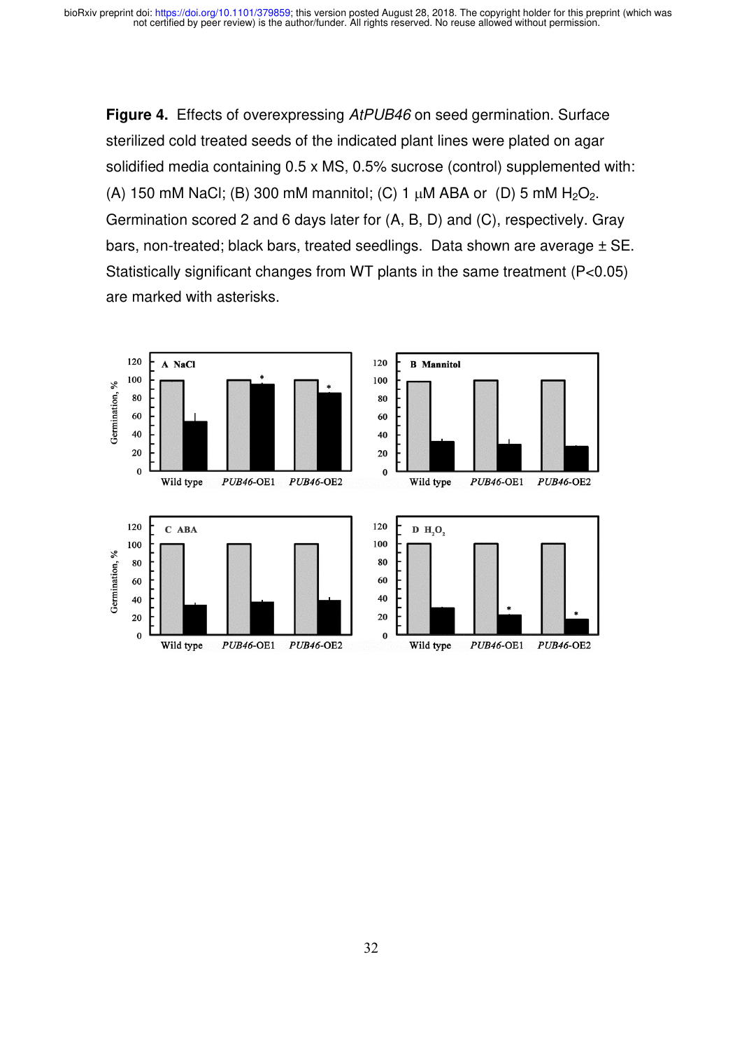**Figure 4.** Effects of overexpressing *AtPUB46* on seed germination. Surface sterilized cold treated seeds of the indicated plant lines were plated on agar solidified media containing 0.5 x MS, 0.5% sucrose (control) supplemented with: (A) 150 mM NaCl; (B) 300 mM mannitol; (C) 1 μM ABA or (D) 5 mM $H_2O_2$. Germination scored 2 and 6 days later for (A, B, D) and (C), respectively. Gray bars, non-treated; black bars, treated seedlings. Data shown are average ± SE. Statistically significant changes from WT plants in the same treatment ($P<0.05$) are marked with asterisks.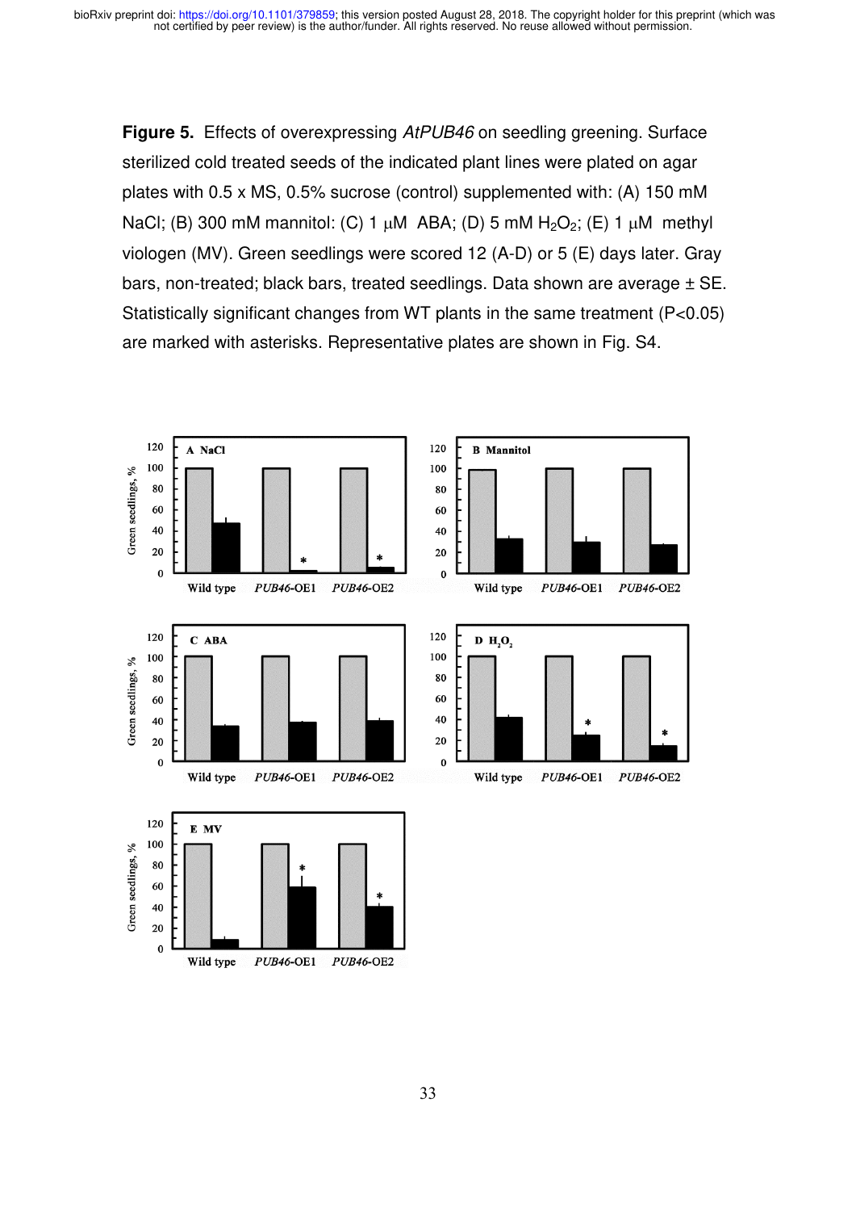**Figure 5.** Effects of overexpressing *AtPUB46* on seedling greening. Surface sterilized cold treated seeds of the indicated plant lines were plated on agar plates with 0.5 x MS, 0.5% sucrose (control) supplemented with: (A) 150 mM NaCl; (B) 300 mM mannitol: (C) 1 μM ABA; (D) 5 mM $H_2O_2$; (E) 1 μM methyl viologen (MV). Green seedlings were scored 12 (A-D) or 5 (E) days later. Gray bars, non-treated; black bars, treated seedlings. Data shown are average ± SE. Statistically significant changes from WT plants in the same treatment ($P<0.05$) are marked with asterisks. Representative plates are shown in Fig. S4.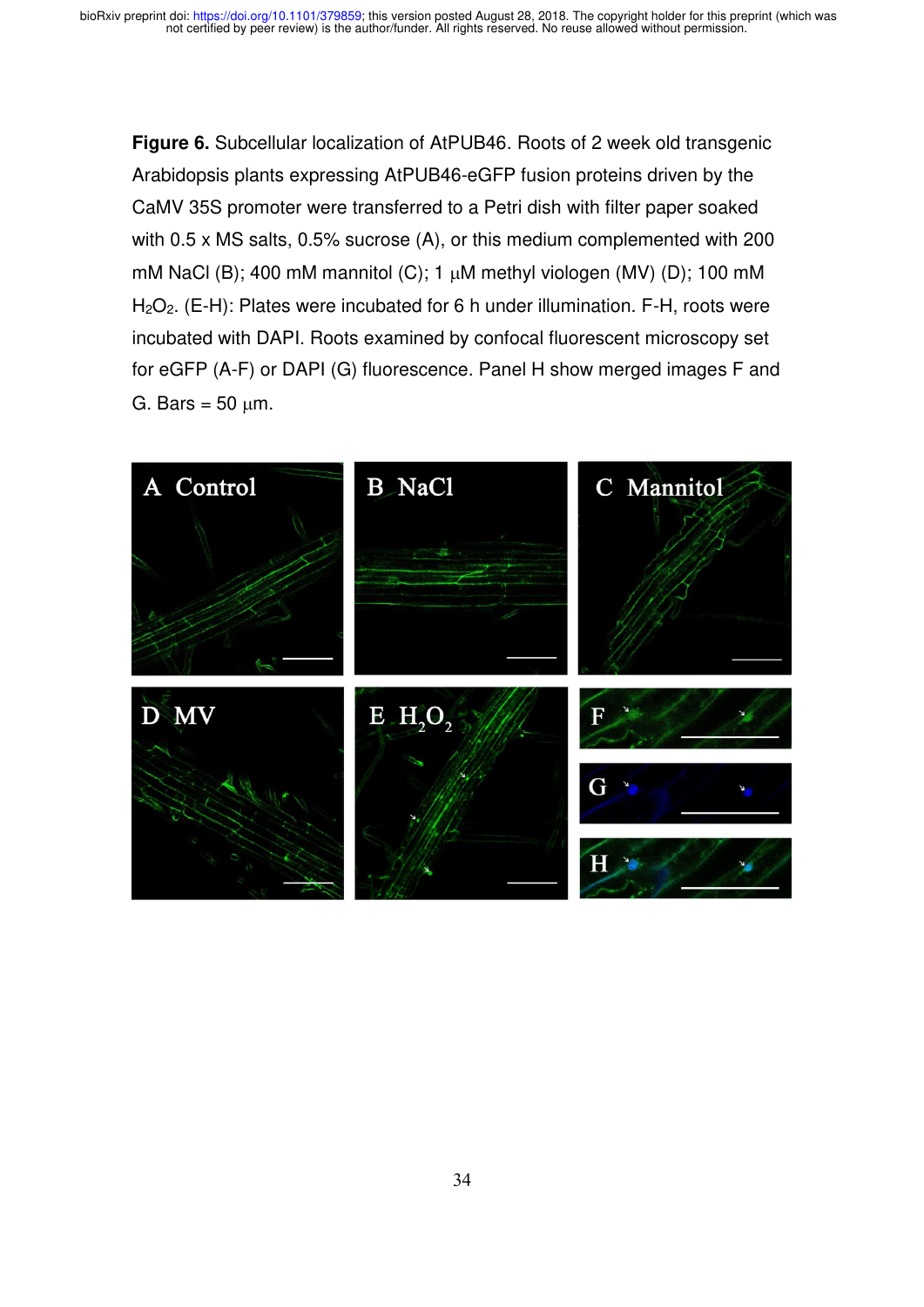**Figure 6.** Subcellular localization of AtPUB46. Roots of 2 week old transgenic Arabidopsis plants expressing AtPUB46-eGFP fusion proteins driven by the CaMV 35S promoter were transferred to a Petri dish with filter paper soaked with 0.5 x MS salts, 0.5% sucrose (A), or this medium complemented with 200 mM NaCl (B); 400 mM mannitol (C); 1 µM methyl viologen (MV) (D); 100 mM $H_2O_2$. (E-H): Plates were incubated for 6 h under illumination. F-H, roots were incubated with DAPI. Roots examined by confocal fluorescent microscopy set for eGFP (A-F) or DAPI (G) fluorescence. Panel H show merged images F and G. Bars = 50 µm.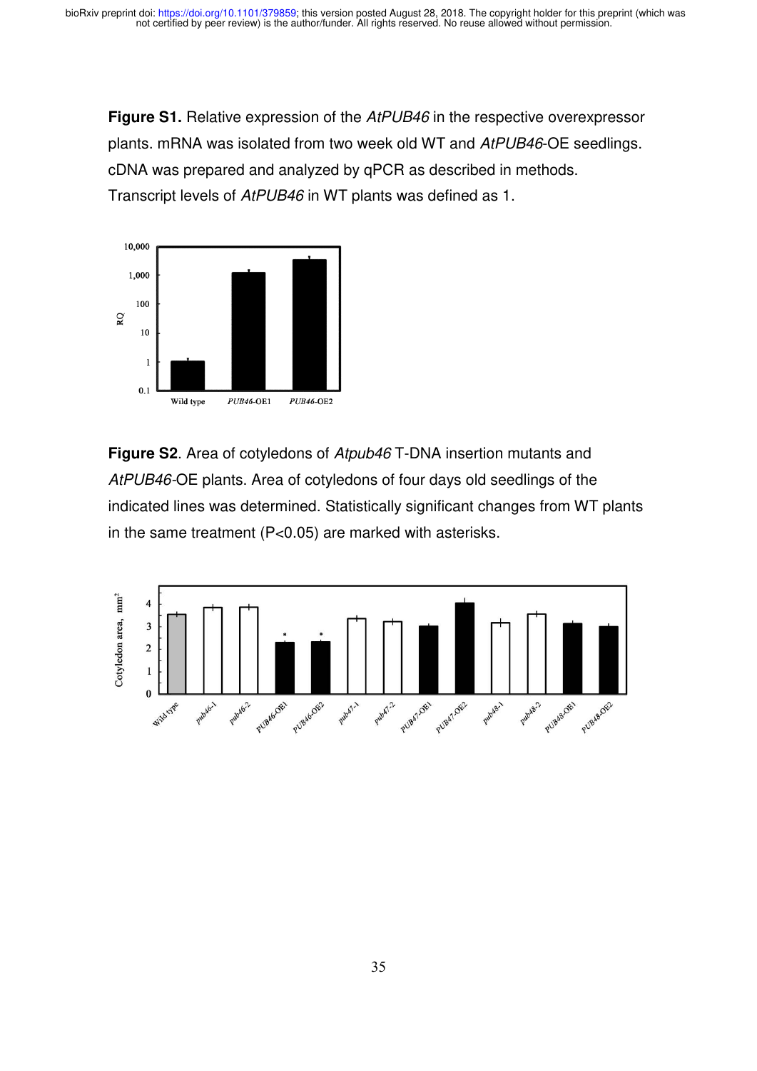**Figure S1.** Relative expression of the *AtPUB46* in the respective overexpressor plants. mRNA was isolated from two week old WT and *AtPUB46*-OE seedlings. cDNA was prepared and analyzed by qPCR as described in methods. Transcript levels of *AtPUB46* in WT plants was defined as 1.

**Figure S2**. Area of cotyledons of *Atpub46* T-DNA insertion mutants and *AtPUB46*-OE plants. Area of cotyledons of four days old seedlings of the indicated lines was determined. Statistically significant changes from WT plants in the same treatment ($P<0.05$) are marked with asterisks.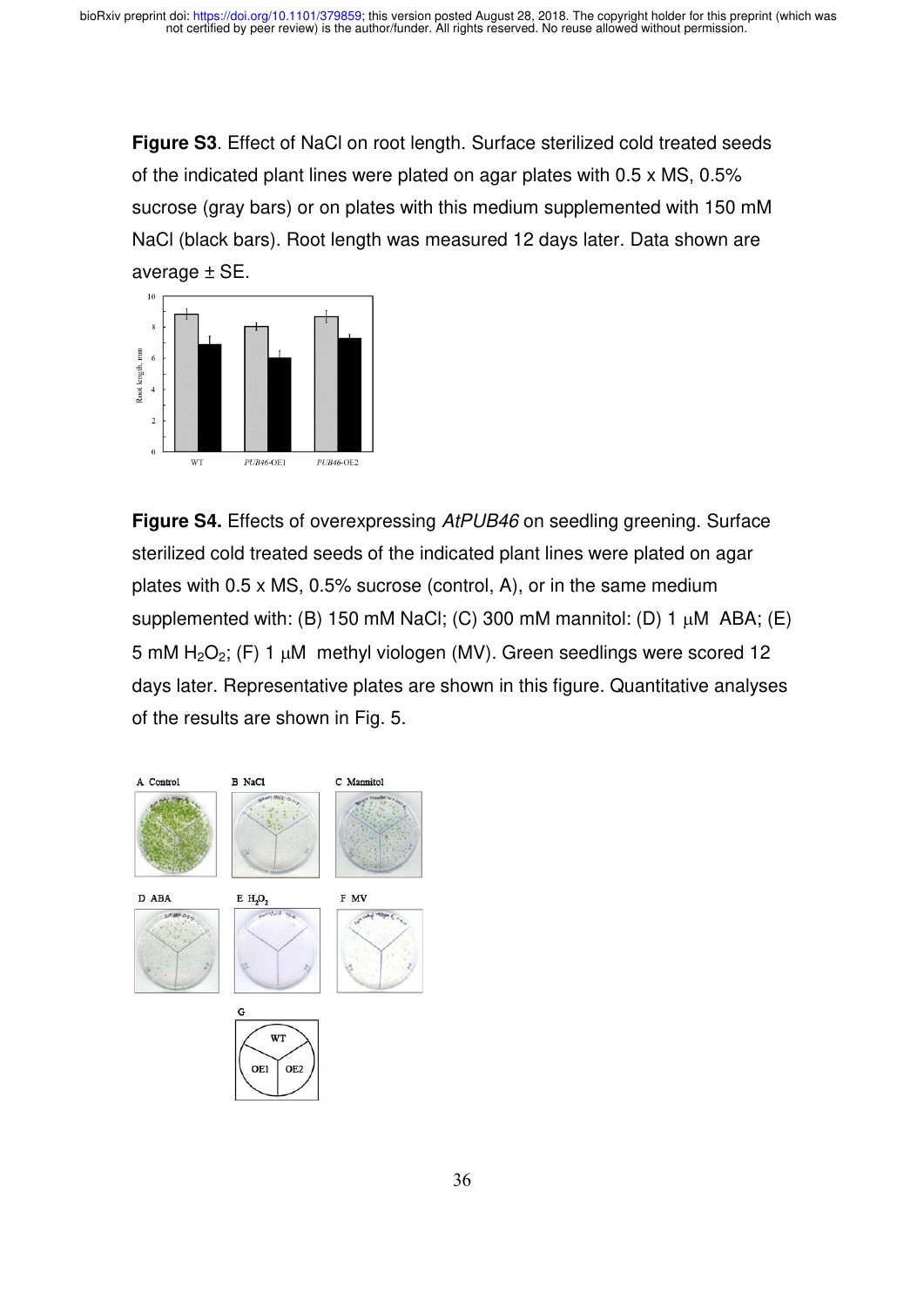**Figure S3**. Effect of NaCl on root length. Surface sterilized cold treated seeds of the indicated plant lines were plated on agar plates with 0.5 x MS, 0.5% sucrose (gray bars) or on plates with this medium supplemented with 150 mM NaCl (black bars). Root length was measured 12 days later. Data shown are average ± SE.

**Figure S4.** Effects of overexpressing *AtPUB46* on seedling greening. Surface sterilized cold treated seeds of the indicated plant lines were plated on agar plates with 0.5 x MS, 0.5% sucrose (control, A), or in the same medium supplemented with: (B) 150 mM NaCl; (C) 300 mM mannitol: (D) 1 μM ABA; (E) 5 mM $H_2O_2$; (F) 1 μM methyl viologen (MV). Green seedlings were scored 12 days later. Representative plates are shown in this figure. Quantitative analyses of the results are shown in Fig. 5.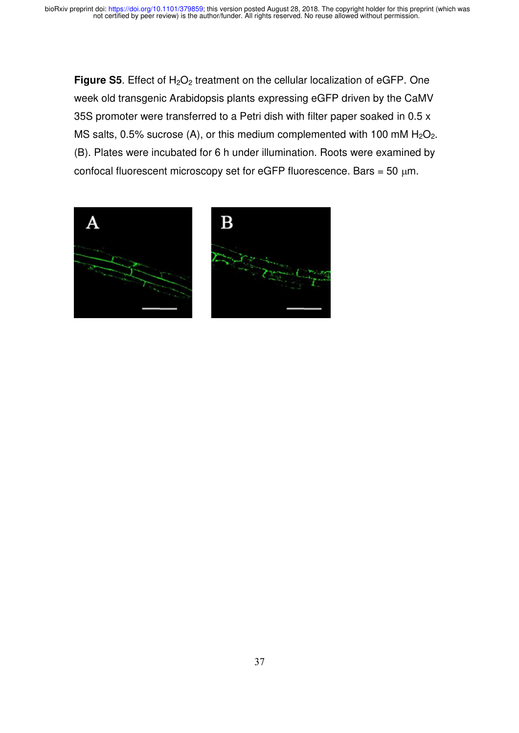**Figure S5**. Effect of $H_2O_2$ treatment on the cellular localization of eGFP. One week old transgenic Arabidopsis plants expressing eGFP driven by the CaMV 35S promoter were transferred to a Petri dish with filter paper soaked in 0.5 x MS salts, 0.5% sucrose (A), or this medium complemented with 100 mM $H_2O_2$. (B). Plates were incubated for 6 h under illumination. Roots were examined by confocal fluorescent microscopy set for eGFP fluorescence. Bars = 50 μm.

A

B